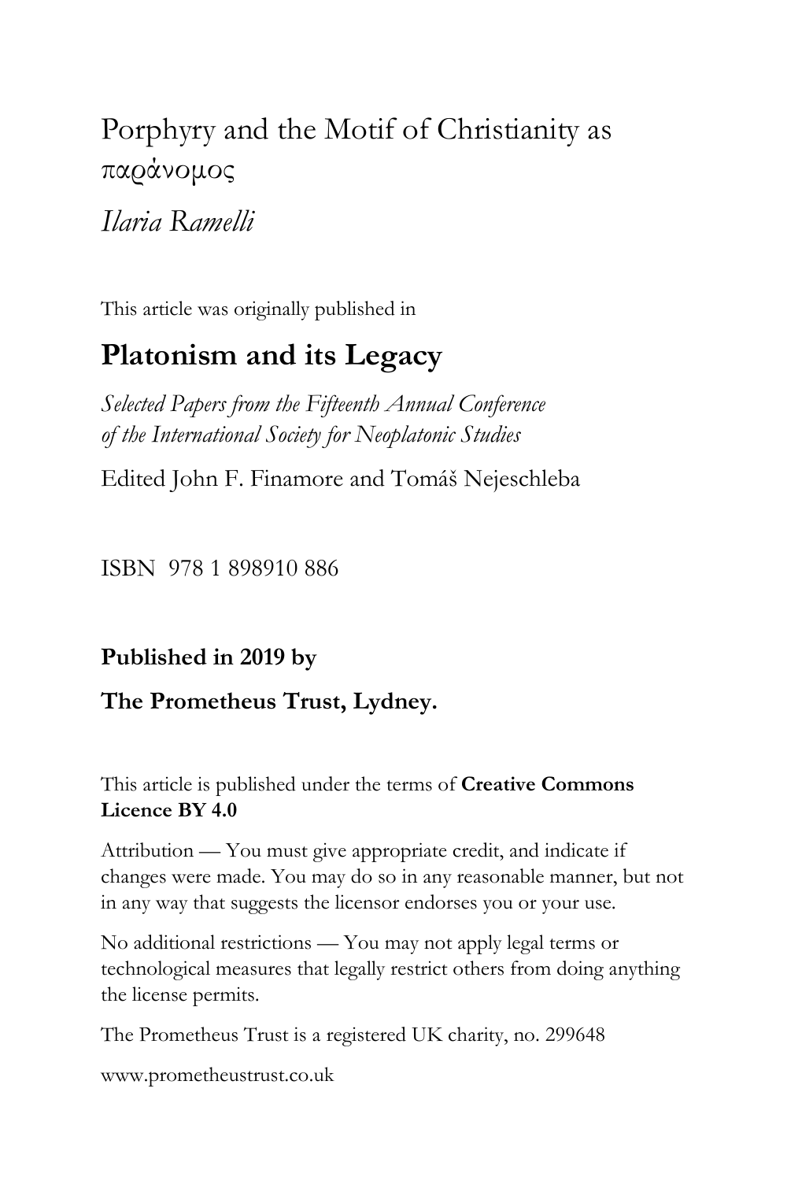# Porphyry and the Motif of Christianity as παράνομος

*Ilaria Ramelli*

This article was originally published in

## Platonism and its Legacy

*Selected Papers from the Fifteenth Annual Conference of the International Society for Neoplatonic Studies*

Edited John F. Finamore and Tomáš Nejeschleba

ISBN 978 1 898910 886

**Published in 2019 by**

**The Prometheus Trust, Lydney.**

This article is published under the terms of **Creative Commons Licence BY 4.0**

Attribution — You must give appropriate credit, and indicate if changes were made. You may do so in any reasonable manner, but not in any way that suggests the licensor endorses you or your use.

No additional restrictions — You may not apply legal terms or technological measures that legally restrict others from doing anything the license permits.

The Prometheus Trust is a registered UK charity, no. 299648

www.prometheustrust.co.uk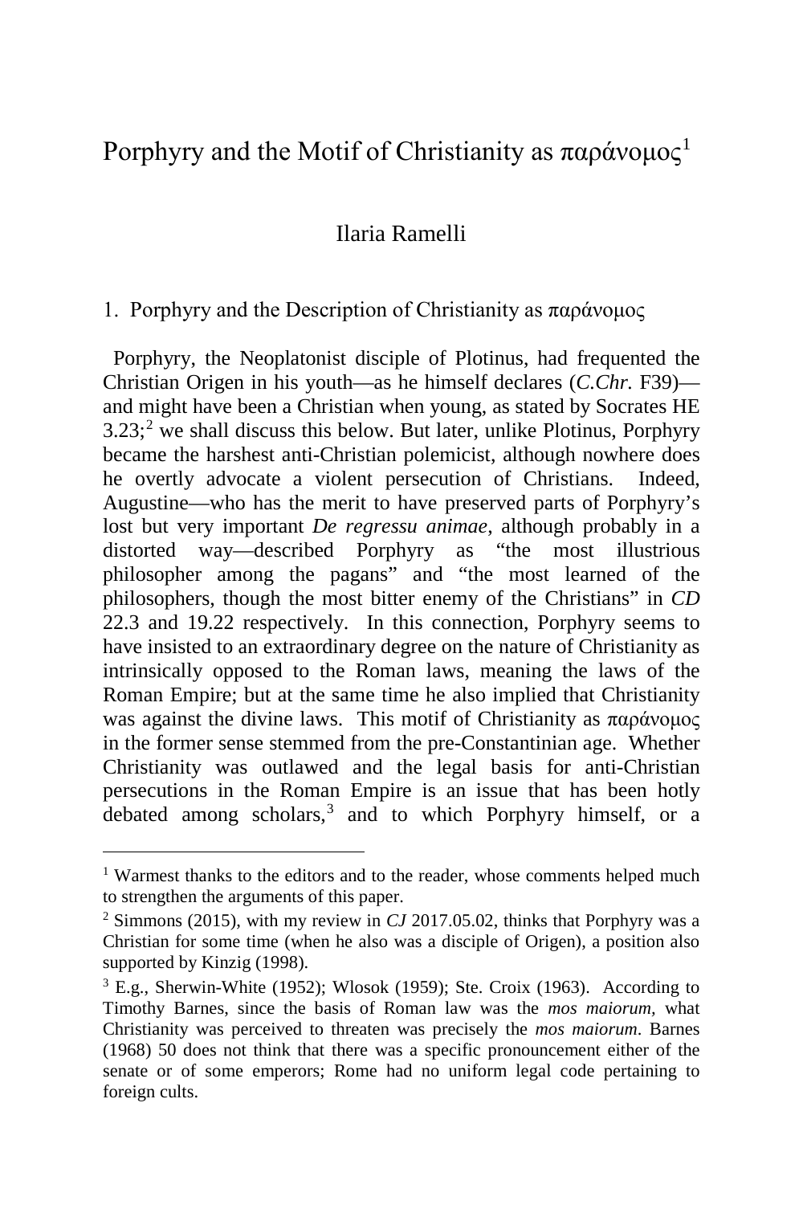# Porphyry and the Motif of Christianity as παράνομος[1]

Ilaria Ramelli

## 1. Porphyry and the Description of Christianity as παράνομος

Porphyry, the Neoplatonist disciple of Plotinus, had frequented the Christian Origen in his youth—as he himself declares (*C.Chr.* F39)—and might have been a Christian when young, as stated by Socrates HE 3.23;[2] we shall discuss this below. But later, unlike Plotinus, Porphyry became the harshest anti-Christian polemicist, although nowhere does he overtly advocate a violent persecution of Christians. Indeed, Augustine—who has the merit to have preserved parts of Porphyry's lost but very important *De regressu animae*, although probably in a distorted way—described Porphyry as "the most illustrious philosopher among the pagans" and "the most learned of the philosophers, though the most bitter enemy of the Christians" in *CD* 22.3 and 19.22 respectively. In this connection, Porphyry seems to have insisted to an extraordinary degree on the nature of Christianity as intrinsically opposed to the Roman laws, meaning the laws of the Roman Empire; but at the same time he also implied that Christianity was against the divine laws. This motif of Christianity as παράνομος in the former sense stemmed from the pre-Constantinian age. Whether Christianity was outlawed and the legal basis for anti-Christian persecutions in the Roman Empire is an issue that has been hotly debated among scholars,[3] and to which Porphyry himself, or a

---

[1] Warmest thanks to the editors and to the reader, whose comments helped much to strengthen the arguments of this paper.

[2] Simmons (2015), with my review in *CJ* 2017.05.02, thinks that Porphyry was a Christian for some time (when he also was a disciple of Origen), a position also supported by Kinzig (1998).

[3] E.g., Sherwin-White (1952); Wlosok (1959); Ste. Croix (1963). According to Timothy Barnes, since the basis of Roman law was the *mos maiorum*, what Christianity was perceived to threaten was precisely the *mos maiorum*. Barnes (1968) 50 does not think that there was a specific pronouncement either of the senate or of some emperors; Rome had no uniform legal code pertaining to foreign cults.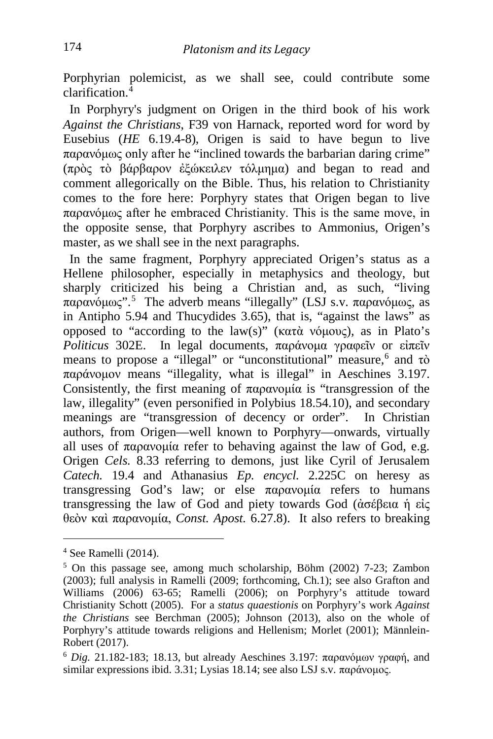Porphyrian polemicist, as we shall see, could contribute some clarification.[4]

In Porphyry's judgment on Origen in the third book of his work *Against the Christians*, F39 von Harnack, reported word for word by Eusebius (*HE* 6.19.4-8), Origen is said to have begun to live παρανόμως only after he "inclined towards the barbarian daring crime" (πρὸς τὸ βάρβαρον ἐξώκειλεν τόλμημα) and began to read and comment allegorically on the Bible. Thus, his relation to Christianity comes to the fore here: Porphyry states that Origen began to live παρανόμως after he embraced Christianity. This is the same move, in the opposite sense, that Porphyry ascribes to Ammonius, Origen's master, as we shall see in the next paragraphs.

In the same fragment, Porphyry appreciated Origen's status as a Hellene philosopher, especially in metaphysics and theology, but sharply criticized his being a Christian and, as such, "living παρανόμως".[5] The adverb means "illegally" (LSJ s.v. παρανόμως, as in Antipho 5.94 and Thucydides 3.65), that is, "against the laws" as opposed to "according to the law(s)" (κατὰ νόμους), as in Plato's *Politicus* 302E. In legal documents, παράνομα γραφεῖν or εἰπεῖν means to propose a "illegal" or "unconstitutional" measure,[6] and τὸ παράνομον means "illegality, what is illegal" in Aeschines 3.197. Consistently, the first meaning of παρανομία is "transgression of the law, illegality" (even personified in Polybius 18.54.10), and secondary meanings are "transgression of decency or order". In Christian authors, from Origen—well known to Porphyry—onwards, virtually all uses of παρανομία refer to behaving against the law of God, e.g. Origen *Cels.* 8.33 referring to demons, just like Cyril of Jerusalem *Catech.* 19.4 and Athanasius *Ep. encycl.* 2.225C on heresy as transgressing God's law; or else παρανομία refers to humans transgressing the law of God and piety towards God (ἀσέβεια ἡ εἰς θεὸν καὶ παρανομία, *Const. Apost.* 6.27.8). It also refers to breaking

---

[4] See Ramelli (2014).

[5] On this passage see, among much scholarship, Böhm (2002) 7-23; Zambon (2003); full analysis in Ramelli (2009; forthcoming, Ch.1); see also Grafton and Williams (2006) 63-65; Ramelli (2006); on Porphyry's attitude toward Christianity Schott (2005). For a *status quaestionis* on Porphyry's work *Against the Christians* see Berchman (2005); Johnson (2013), also on the whole of Porphyry's attitude towards religions and Hellenism; Morlet (2001); Männlein-Robert (2017).

[6] *Dig.* 21.182-183; 18.13, but already Aeschines 3.197: παρανόμων γραφή, and similar expressions ibid. 3.31; Lysias 18.14; see also LSJ s.v. παράνομος.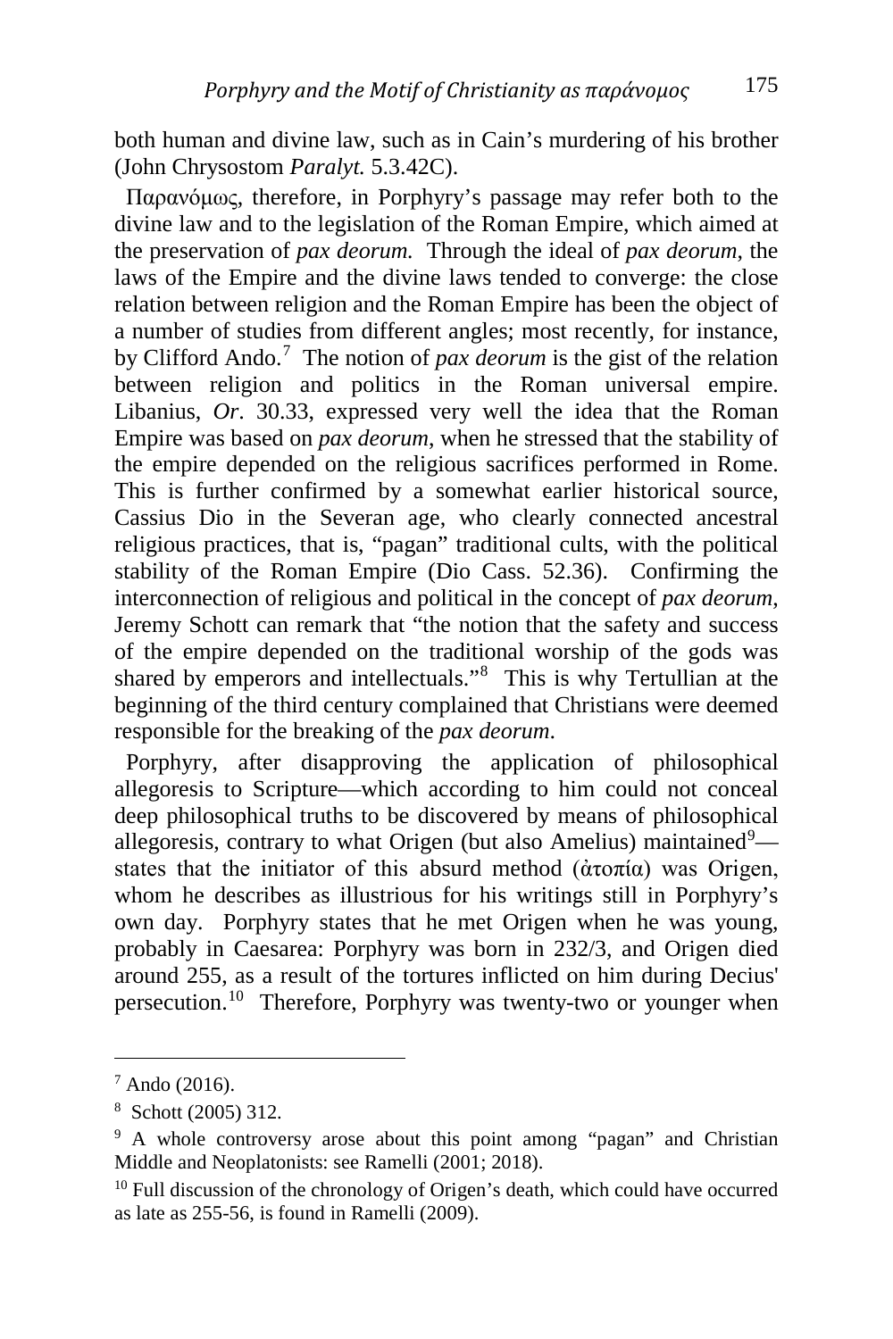both human and divine law, such as in Cain's murdering of his brother (John Chrysostom *Paralyt.* 5.3.42C).

Παρανόμως, therefore, in Porphyry's passage may refer both to the divine law and to the legislation of the Roman Empire, which aimed at the preservation of *pax deorum.* Through the ideal of *pax deorum*, the laws of the Empire and the divine laws tended to converge: the close relation between religion and the Roman Empire has been the object of a number of studies from different angles; most recently, for instance, by Clifford Ando.[7] The notion of *pax deorum* is the gist of the relation between religion and politics in the Roman universal empire. Libanius, *Or*. 30.33, expressed very well the idea that the Roman Empire was based on *pax deorum*, when he stressed that the stability of the empire depended on the religious sacrifices performed in Rome. This is further confirmed by a somewhat earlier historical source, Cassius Dio in the Severan age, who clearly connected ancestral religious practices, that is, "pagan" traditional cults, with the political stability of the Roman Empire (Dio Cass. 52.36). Confirming the interconnection of religious and political in the concept of *pax deorum*, Jeremy Schott can remark that "the notion that the safety and success of the empire depended on the traditional worship of the gods was shared by emperors and intellectuals."[8] This is why Tertullian at the beginning of the third century complained that Christians were deemed responsible for the breaking of the *pax deorum*.

Porphyry, after disapproving the application of philosophical allegoresis to Scripture—which according to him could not conceal deep philosophical truths to be discovered by means of philosophical allegoresis, contrary to what Origen (but also Amelius) maintained[9]—states that the initiator of this absurd method (ἀτοπία) was Origen, whom he describes as illustrious for his writings still in Porphyry's own day. Porphyry states that he met Origen when he was young, probably in Caesarea: Porphyry was born in 232/3, and Origen died around 255, as a result of the tortures inflicted on him during Decius' persecution.[10] Therefore, Porphyry was twenty-two or younger when

---

[7] Ando (2016).

[8] Schott (2005) 312.

[9] A whole controversy arose about this point among "pagan" and Christian Middle and Neoplatonists: see Ramelli (2001; 2018).

[10] Full discussion of the chronology of Origen's death, which could have occurred as late as 255-56, is found in Ramelli (2009).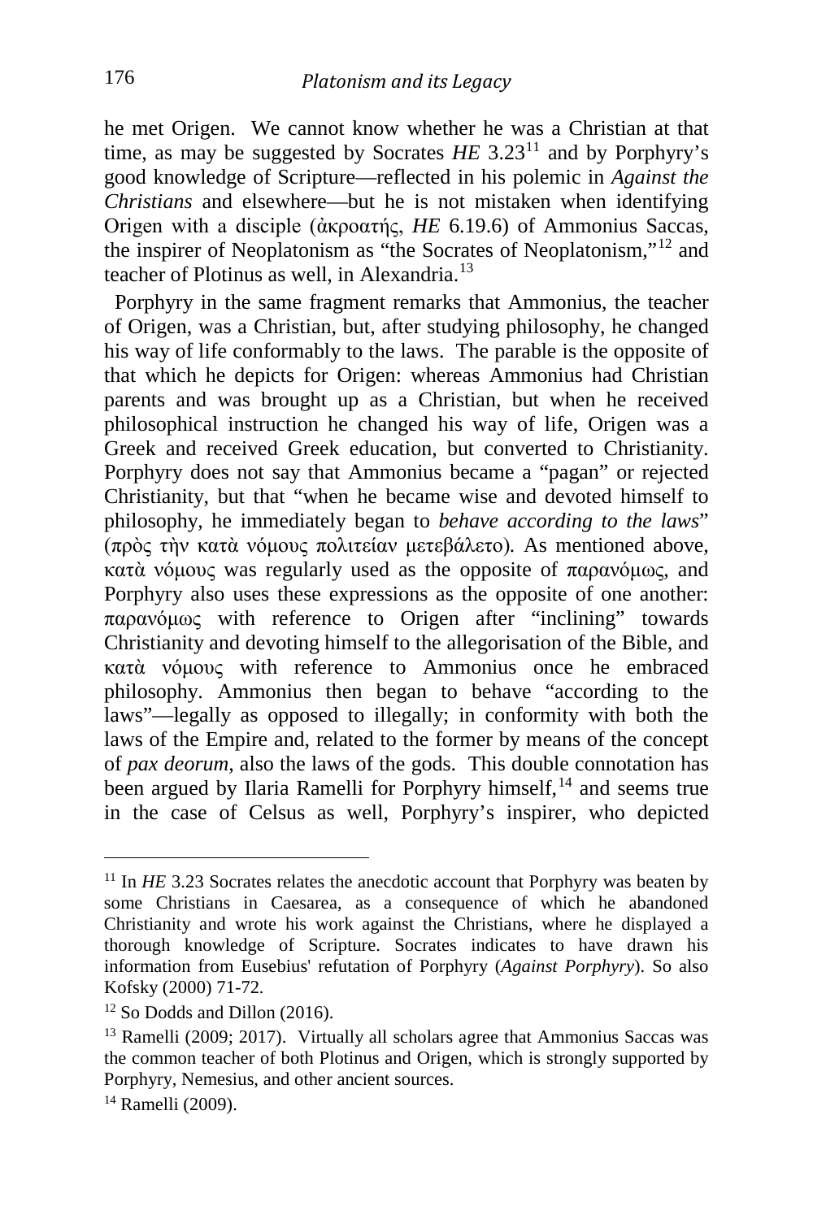he met Origen. We cannot know whether he was a Christian at that time, as may be suggested by Socrates *HE* 3.23[11] and by Porphyry's good knowledge of Scripture—reflected in his polemic in *Against the Christians* and elsewhere—but he is not mistaken when identifying Origen with a disciple (ἀκροατής, *HE* 6.19.6) of Ammonius Saccas, the inspirer of Neoplatonism as "the Socrates of Neoplatonism,"[12] and teacher of Plotinus as well, in Alexandria.[13]

Porphyry in the same fragment remarks that Ammonius, the teacher of Origen, was a Christian, but, after studying philosophy, he changed his way of life conformably to the laws. The parable is the opposite of that which he depicts for Origen: whereas Ammonius had Christian parents and was brought up as a Christian, but when he received philosophical instruction he changed his way of life, Origen was a Greek and received Greek education, but converted to Christianity. Porphyry does not say that Ammonius became a "pagan" or rejected Christianity, but that "when he became wise and devoted himself to philosophy, he immediately began to *behave according to the laws*" (πρὸς τὴν κατὰ νόμους πολιτείαν μετεβάλετο). As mentioned above, κατὰ νόμους was regularly used as the opposite of παρανόμως, and Porphyry also uses these expressions as the opposite of one another: παρανόμως with reference to Origen after "inclining" towards Christianity and devoting himself to the allegorisation of the Bible, and κατὰ νόμους with reference to Ammonius once he embraced philosophy. Ammonius then began to behave "according to the laws"—legally as opposed to illegally; in conformity with both the laws of the Empire and, related to the former by means of the concept of *pax deorum*, also the laws of the gods. This double connotation has been argued by Ilaria Ramelli for Porphyry himself,[14] and seems true in the case of Celsus as well, Porphyry's inspirer, who depicted

---

[11] In *HE* 3.23 Socrates relates the anecdotic account that Porphyry was beaten by some Christians in Caesarea, as a consequence of which he abandoned Christianity and wrote his work against the Christians, where he displayed a thorough knowledge of Scripture. Socrates indicates to have drawn his information from Eusebius' refutation of Porphyry (*Against Porphyry*). So also Kofsky (2000) 71-72.

[12] So Dodds and Dillon (2016).

[13] Ramelli (2009; 2017). Virtually all scholars agree that Ammonius Saccas was the common teacher of both Plotinus and Origen, which is strongly supported by Porphyry, Nemesius, and other ancient sources.

[14] Ramelli (2009).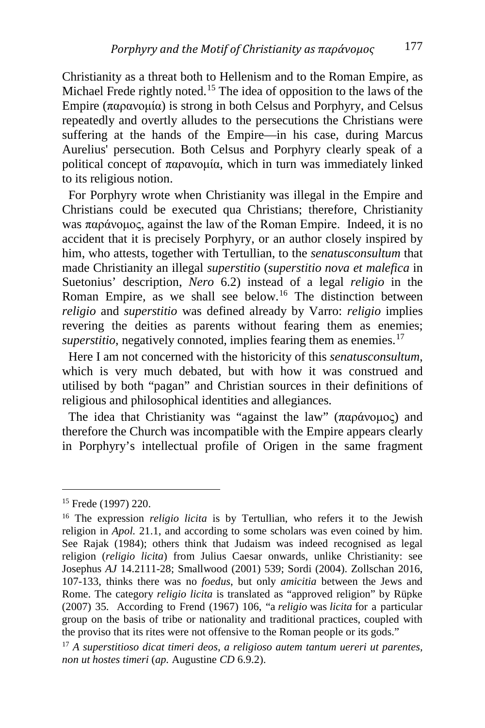Christianity as a threat both to Hellenism and to the Roman Empire, as Michael Frede rightly noted.[15] The idea of opposition to the laws of the Empire (παρανομία) is strong in both Celsus and Porphyry, and Celsus repeatedly and overtly alludes to the persecutions the Christians were suffering at the hands of the Empire—in his case, during Marcus Aurelius' persecution. Both Celsus and Porphyry clearly speak of a political concept of παρανομία, which in turn was immediately linked to its religious notion.

For Porphyry wrote when Christianity was illegal in the Empire and Christians could be executed qua Christians; therefore, Christianity was παράνομος, against the law of the Roman Empire. Indeed, it is no accident that it is precisely Porphyry, or an author closely inspired by him, who attests, together with Tertullian, to the *senatusconsultum* that made Christianity an illegal *superstitio* (*superstitio nova et malefica* in Suetonius' description, *Nero* 6.2) instead of a legal *religio* in the Roman Empire, as we shall see below.[16] The distinction between *religio* and *superstitio* was defined already by Varro: *religio* implies revering the deities as parents without fearing them as enemies; *superstitio*, negatively connoted, implies fearing them as enemies.[17]

Here I am not concerned with the historicity of this *senatusconsultum*, which is very much debated, but with how it was construed and utilised by both "pagan" and Christian sources in their definitions of religious and philosophical identities and allegiances.

The idea that Christianity was "against the law" (παράνομος) and therefore the Church was incompatible with the Empire appears clearly in Porphyry's intellectual profile of Origen in the same fragment

---

[15] Frede (1997) 220.

[16] The expression *religio licita* is by Tertullian, who refers it to the Jewish religion in *Apol.* 21.1, and according to some scholars was even coined by him. See Rajak (1984); others think that Judaism was indeed recognised as legal religion (*religio licita*) from Julius Caesar onwards, unlike Christianity: see Josephus *AJ* 14.2111-28; Smallwood (2001) 539; Sordi (2004). Zollschan 2016, 107-133, thinks there was no *foedus*, but only *amicitia* between the Jews and Rome. The category *religio licita* is translated as "approved religion" by Rüpke (2007) 35. According to Frend (1967) 106, "a *religio* was *licita* for a particular group on the basis of tribe or nationality and traditional practices, coupled with the proviso that its rites were not offensive to the Roman people or its gods."

[17] *A superstitioso dicat timeri deos, a religioso autem tantum uereri ut parentes, non ut hostes timeri* (*ap.* Augustine *CD* 6.9.2).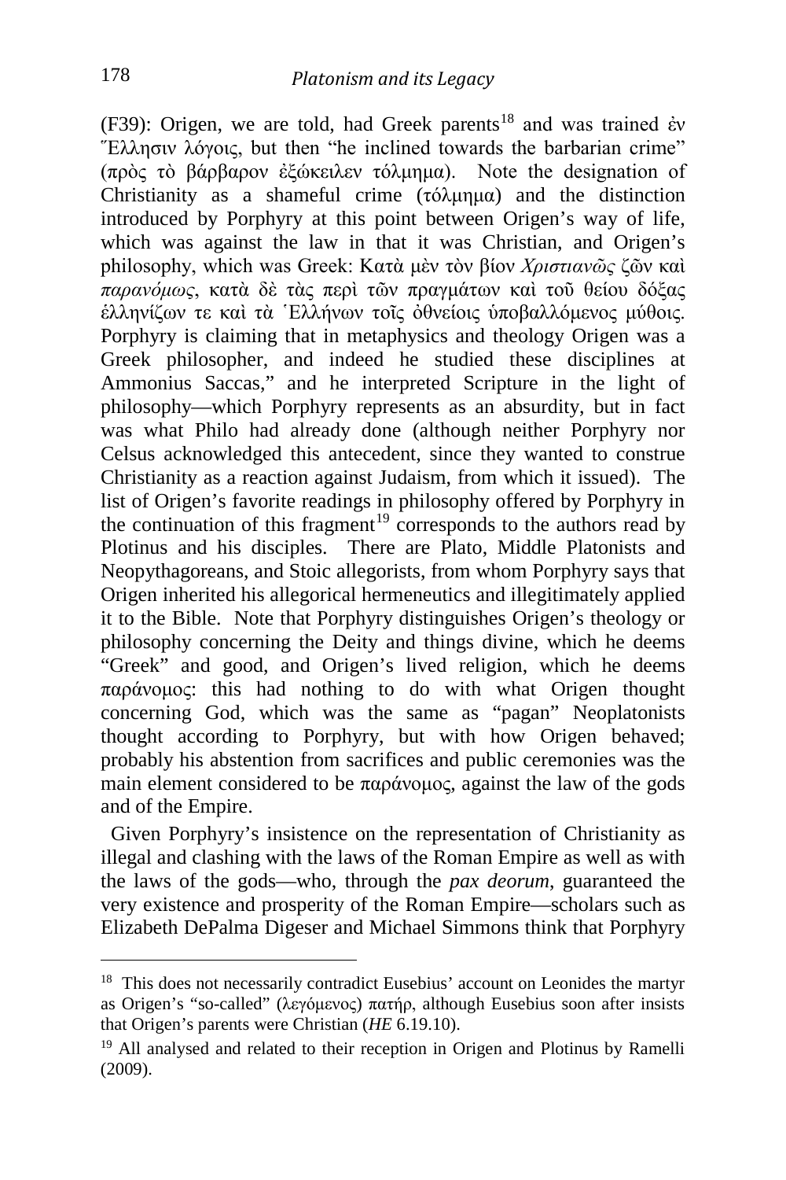(F39): Origen, we are told, had Greek parents[18] and was trained ἐν Ἕλλησιν λόγοις, but then "he inclined towards the barbarian crime" (πρὸς τὸ βάρβαρον ἐξώκειλεν τόλμημα). Note the designation of Christianity as a shameful crime (τόλμημα) and the distinction introduced by Porphyry at this point between Origen's way of life, which was against the law in that it was Christian, and Origen's philosophy, which was Greek: Κατὰ μὲν τὸν βίον *Χριστιανῶς* ζῶν καὶ *παρανόμως*, κατὰ δὲ τὰς περὶ τῶν πραγμάτων καὶ τοῦ θείου δόξας ἑλληνίζων τε καὶ τὰ Ἑλλήνων τοῖς ὀθνείοις ὑποβαλλόμενος μύθοις. Porphyry is claiming that in metaphysics and theology Origen was a Greek philosopher, and indeed he studied these disciplines at Ammonius Saccas," and he interpreted Scripture in the light of philosophy—which Porphyry represents as an absurdity, but in fact was what Philo had already done (although neither Porphyry nor Celsus acknowledged this antecedent, since they wanted to construe Christianity as a reaction against Judaism, from which it issued). The list of Origen's favorite readings in philosophy offered by Porphyry in the continuation of this fragment[19] corresponds to the authors read by Plotinus and his disciples. There are Plato, Middle Platonists and Neopythagoreans, and Stoic allegorists, from whom Porphyry says that Origen inherited his allegorical hermeneutics and illegitimately applied it to the Bible. Note that Porphyry distinguishes Origen's theology or philosophy concerning the Deity and things divine, which he deems "Greek" and good, and Origen's lived religion, which he deems παράνομος: this had nothing to do with what Origen thought concerning God, which was the same as "pagan" Neoplatonists thought according to Porphyry, but with how Origen behaved; probably his abstention from sacrifices and public ceremonies was the main element considered to be παράνομος, against the law of the gods and of the Empire.

Given Porphyry's insistence on the representation of Christianity as illegal and clashing with the laws of the Roman Empire as well as with the laws of the gods—who, through the *pax deorum*, guaranteed the very existence and prosperity of the Roman Empire—scholars such as Elizabeth DePalma Digeser and Michael Simmons think that Porphyry

---

[18] This does not necessarily contradict Eusebius' account on Leonides the martyr as Origen's "so-called" (λεγόμενος) πατήρ, although Eusebius soon after insists that Origen's parents were Christian (*HE* 6.19.10).

[19] All analysed and related to their reception in Origen and Plotinus by Ramelli (2009).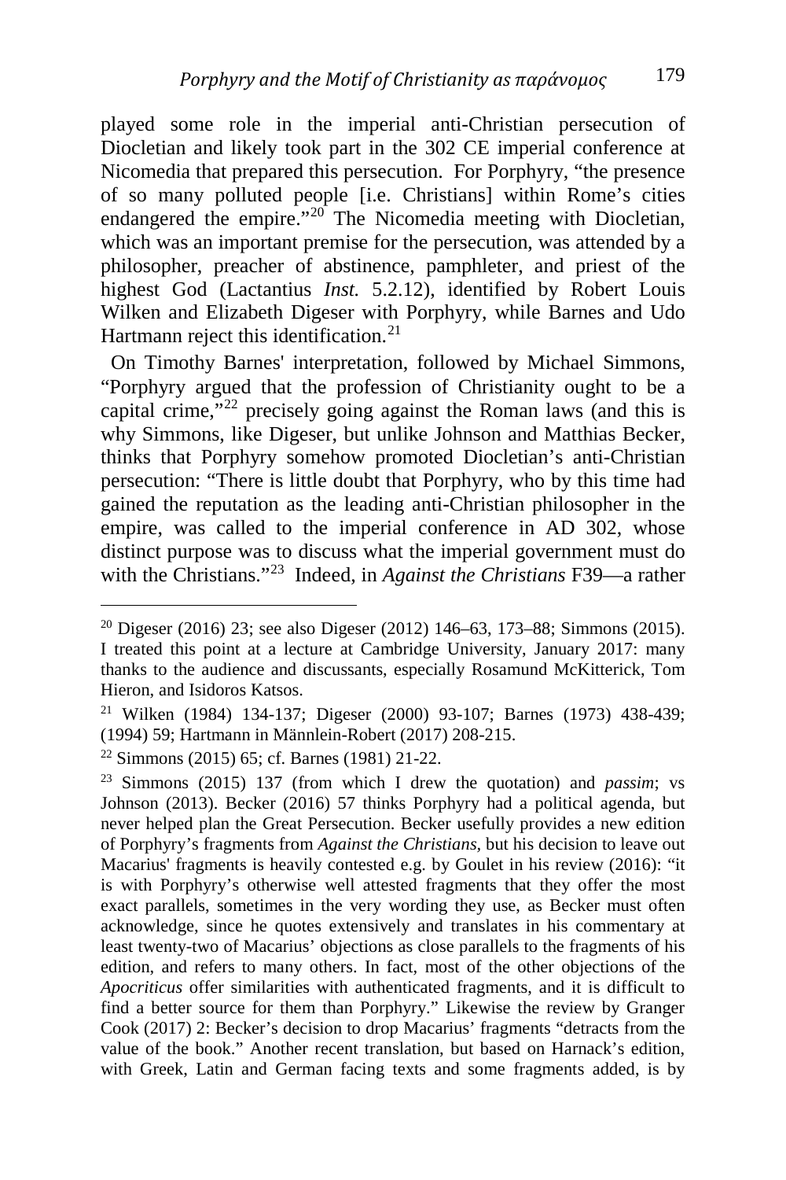played some role in the imperial anti-Christian persecution of Diocletian and likely took part in the 302 CE imperial conference at Nicomedia that prepared this persecution. For Porphyry, "the presence of so many polluted people [i.e. Christians] within Rome's cities endangered the empire."[20] The Nicomedia meeting with Diocletian, which was an important premise for the persecution, was attended by a philosopher, preacher of abstinence, pamphleter, and priest of the highest God (Lactantius *Inst.* 5.2.12), identified by Robert Louis Wilken and Elizabeth Digeser with Porphyry, while Barnes and Udo Hartmann reject this identification.[21]

On Timothy Barnes' interpretation, followed by Michael Simmons, "Porphyry argued that the profession of Christianity ought to be a capital crime,"[22] precisely going against the Roman laws (and this is why Simmons, like Digeser, but unlike Johnson and Matthias Becker, thinks that Porphyry somehow promoted Diocletian's anti-Christian persecution: "There is little doubt that Porphyry, who by this time had gained the reputation as the leading anti-Christian philosopher in the empire, was called to the imperial conference in AD 302, whose distinct purpose was to discuss what the imperial government must do with the Christians."[23] Indeed, in *Against the Christians* F39—a rather

---

[20] Digeser (2016) 23; see also Digeser (2012) 146–63, 173–88; Simmons (2015). I treated this point at a lecture at Cambridge University, January 2017: many thanks to the audience and discussants, especially Rosamund McKitterick, Tom Hieron, and Isidoros Katsos.

[21] Wilken (1984) 134-137; Digeser (2000) 93-107; Barnes (1973) 438-439; (1994) 59; Hartmann in Männlein-Robert (2017) 208-215.

[22] Simmons (2015) 65; cf. Barnes (1981) 21-22.

[23] Simmons (2015) 137 (from which I drew the quotation) and *passim*; vs Johnson (2013). Becker (2016) 57 thinks Porphyry had a political agenda, but never helped plan the Great Persecution. Becker usefully provides a new edition of Porphyry's fragments from *Against the Christians*, but his decision to leave out Macarius' fragments is heavily contested e.g. by Goulet in his review (2016): "it is with Porphyry's otherwise well attested fragments that they offer the most exact parallels, sometimes in the very wording they use, as Becker must often acknowledge, since he quotes extensively and translates in his commentary at least twenty-two of Macarius' objections as close parallels to the fragments of his edition, and refers to many others. In fact, most of the other objections of the *Apocriticus* offer similarities with authenticated fragments, and it is difficult to find a better source for them than Porphyry." Likewise the review by Granger Cook (2017) 2: Becker's decision to drop Macarius' fragments "detracts from the value of the book." Another recent translation, but based on Harnack's edition, with Greek, Latin and German facing texts and some fragments added, is by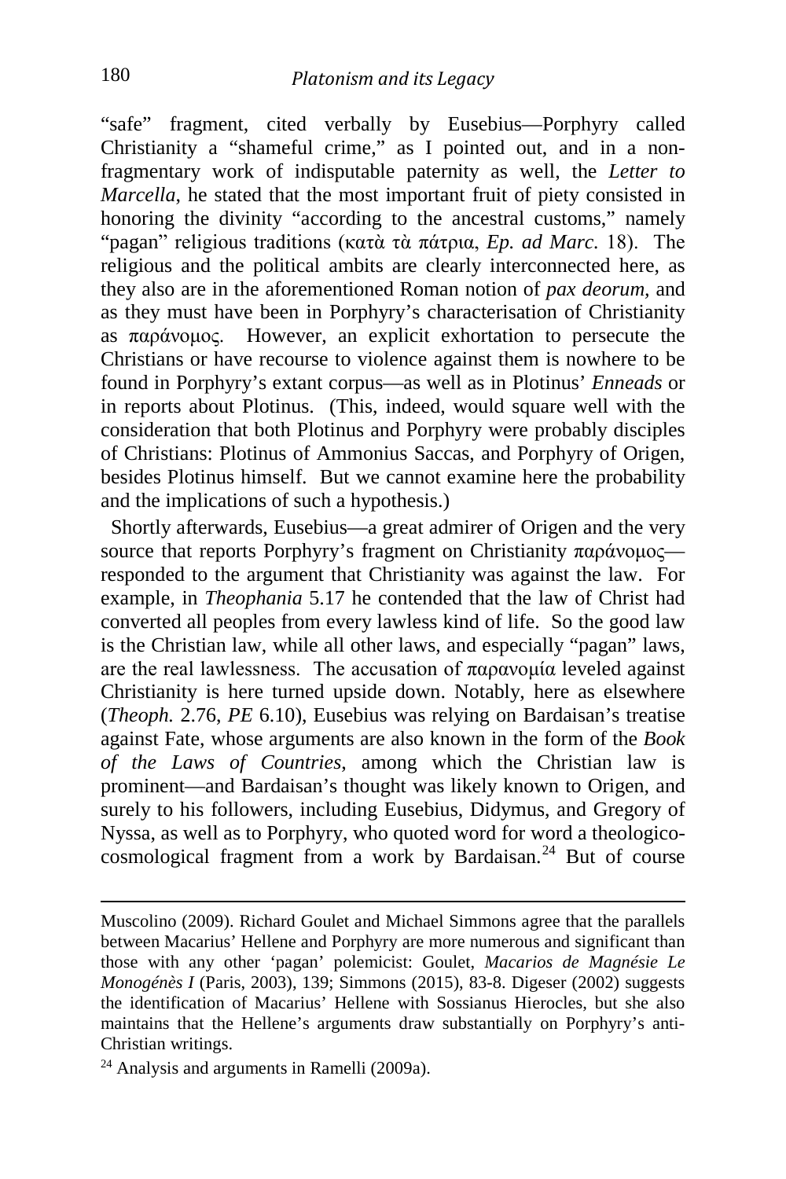"safe" fragment, cited verbally by Eusebius—Porphyry called Christianity a "shameful crime," as I pointed out, and in a non-fragmentary work of indisputable paternity as well, the *Letter to Marcella*, he stated that the most important fruit of piety consisted in honoring the divinity "according to the ancestral customs," namely "pagan" religious traditions (κατὰ τὰ πάτρια, *Ep. ad Marc*. 18). The religious and the political ambits are clearly interconnected here, as they also are in the aforementioned Roman notion of *pax deorum*, and as they must have been in Porphyry's characterisation of Christianity as παράνομος. However, an explicit exhortation to persecute the Christians or have recourse to violence against them is nowhere to be found in Porphyry's extant corpus—as well as in Plotinus' *Enneads* or in reports about Plotinus. (This, indeed, would square well with the consideration that both Plotinus and Porphyry were probably disciples of Christians: Plotinus of Ammonius Saccas, and Porphyry of Origen, besides Plotinus himself. But we cannot examine here the probability and the implications of such a hypothesis.)

Shortly afterwards, Eusebius—a great admirer of Origen and the very source that reports Porphyry's fragment on Christianity παράνομος—responded to the argument that Christianity was against the law. For example, in *Theophania* 5.17 he contended that the law of Christ had converted all peoples from every lawless kind of life. So the good law is the Christian law, while all other laws, and especially "pagan" laws, are the real lawlessness. The accusation of παρανομία leveled against Christianity is here turned upside down. Notably, here as elsewhere (*Theoph.* 2.76, *PE* 6.10), Eusebius was relying on Bardaisan's treatise against Fate, whose arguments are also known in the form of the *Book of the Laws of Countries*, among which the Christian law is prominent—and Bardaisan's thought was likely known to Origen, and surely to his followers, including Eusebius, Didymus, and Gregory of Nyssa, as well as to Porphyry, who quoted word for word a theologico-cosmological fragment from a work by Bardaisan.[24] But of course

Muscolino (2009). Richard Goulet and Michael Simmons agree that the parallels between Macarius' Hellene and Porphyry are more numerous and significant than those with any other 'pagan' polemicist: Goulet, *Macarios de Magnésie Le Monogénès I* (Paris, 2003), 139; Simmons (2015), 83-8. Digeser (2002) suggests the identification of Macarius' Hellene with Sossianus Hierocles, but she also maintains that the Hellene's arguments draw substantially on Porphyry's anti-Christian writings.

[24] Analysis and arguments in Ramelli (2009a).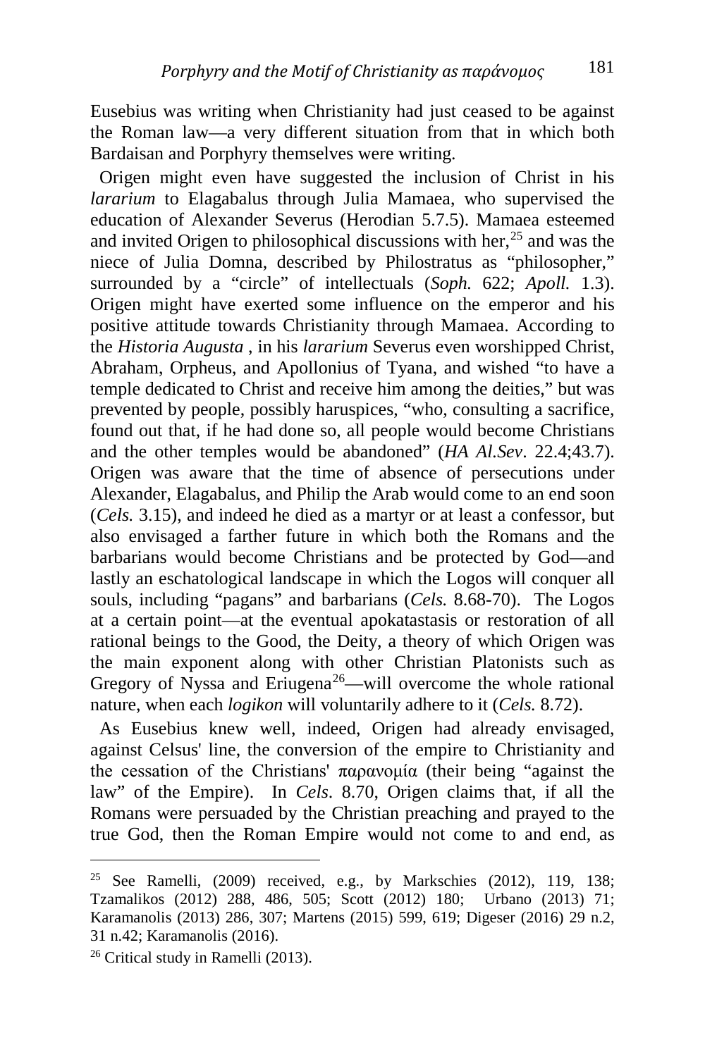Eusebius was writing when Christianity had just ceased to be against the Roman law—a very different situation from that in which both Bardaisan and Porphyry themselves were writing.

Origen might even have suggested the inclusion of Christ in his *lararium* to Elagabalus through Julia Mamaea, who supervised the education of Alexander Severus (Herodian 5.7.5). Mamaea esteemed and invited Origen to philosophical discussions with her,[25] and was the niece of Julia Domna, described by Philostratus as "philosopher," surrounded by a "circle" of intellectuals (*Soph.* 622; *Apoll.* 1.3). Origen might have exerted some influence on the emperor and his positive attitude towards Christianity through Mamaea. According to the *Historia Augusta* , in his *lararium* Severus even worshipped Christ, Abraham, Orpheus, and Apollonius of Tyana, and wished "to have a temple dedicated to Christ and receive him among the deities," but was prevented by people, possibly haruspices, "who, consulting a sacrifice, found out that, if he had done so, all people would become Christians and the other temples would be abandoned" (*HA Al.Sev*. 22.4;43.7). Origen was aware that the time of absence of persecutions under Alexander, Elagabalus, and Philip the Arab would come to an end soon (*Cels.* 3.15), and indeed he died as a martyr or at least a confessor, but also envisaged a farther future in which both the Romans and the barbarians would become Christians and be protected by God—and lastly an eschatological landscape in which the Logos will conquer all souls, including "pagans" and barbarians (*Cels.* 8.68-70). The Logos at a certain point—at the eventual apokatastasis or restoration of all rational beings to the Good, the Deity, a theory of which Origen was the main exponent along with other Christian Platonists such as Gregory of Nyssa and Eriugena[26]—will overcome the whole rational nature, when each *logikon* will voluntarily adhere to it (*Cels.* 8.72).

As Eusebius knew well, indeed, Origen had already envisaged, against Celsus' line, the conversion of the empire to Christianity and the cessation of the Christians' παρανομία (their being "against the law" of the Empire). In *Cels*. 8.70, Origen claims that, if all the Romans were persuaded by the Christian preaching and prayed to the true God, then the Roman Empire would not come to and end, as

[25] See Ramelli, (2009) received, e.g., by Markschies (2012), 119, 138; Tzamalikos (2012) 288, 486, 505; Scott (2012) 180; Urbano (2013) 71; Karamanolis (2013) 286, 307; Martens (2015) 599, 619; Digeser (2016) 29 n.2, 31 n.42; Karamanolis (2016).

[26] Critical study in Ramelli (2013).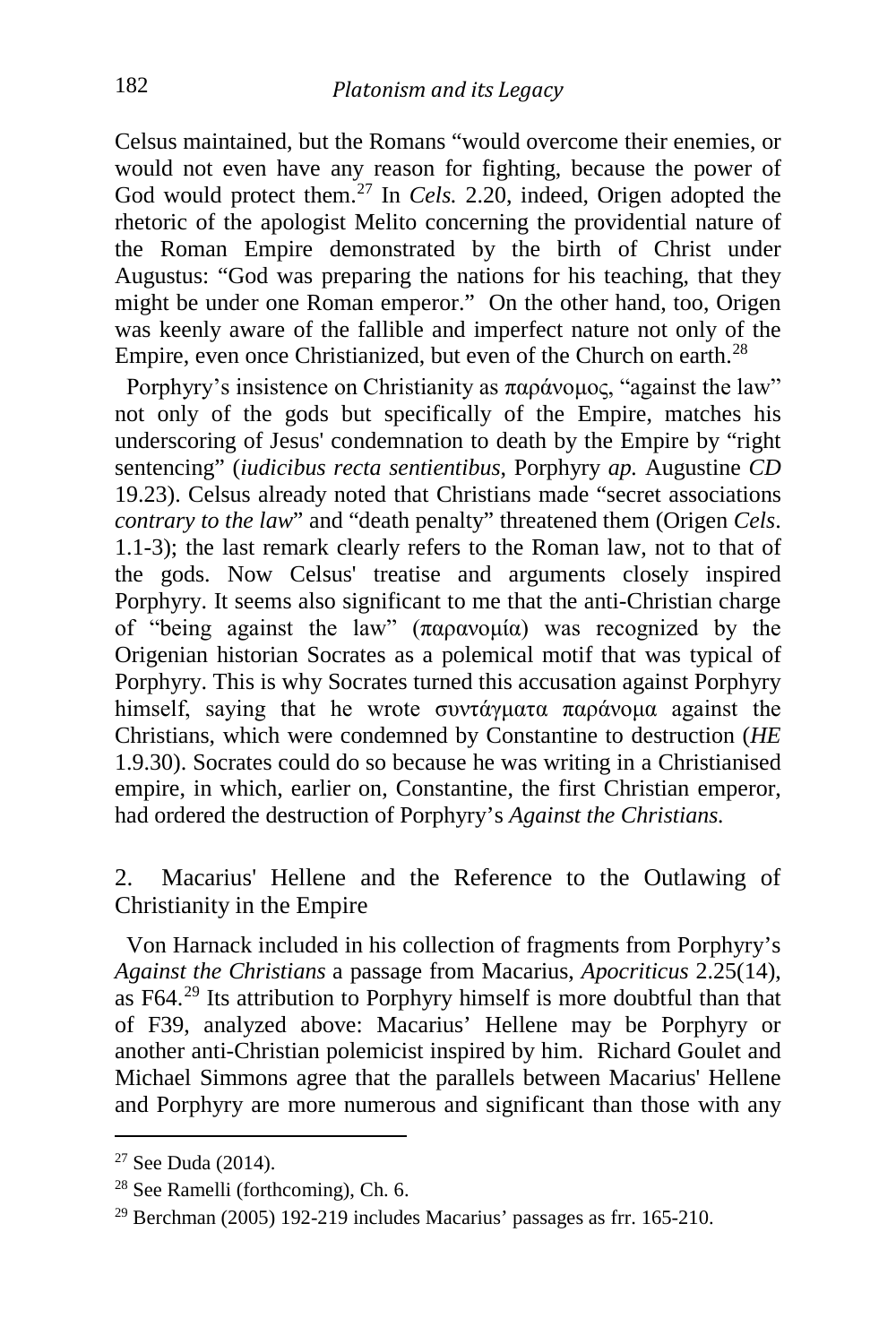Celsus maintained, but the Romans "would overcome their enemies, or would not even have any reason for fighting, because the power of God would protect them.[27] In *Cels.* 2.20, indeed, Origen adopted the rhetoric of the apologist Melito concerning the providential nature of the Roman Empire demonstrated by the birth of Christ under Augustus: "God was preparing the nations for his teaching, that they might be under one Roman emperor." On the other hand, too, Origen was keenly aware of the fallible and imperfect nature not only of the Empire, even once Christianized, but even of the Church on earth.[28]

Porphyry's insistence on Christianity as παράνομος, "against the law" not only of the gods but specifically of the Empire, matches his underscoring of Jesus' condemnation to death by the Empire by "right sentencing" (*iudicibus recta sentientibus*, Porphyry *ap.* Augustine *CD* 19.23). Celsus already noted that Christians made "secret associations *contrary to the law*" and "death penalty" threatened them (Origen *Cels*. 1.1-3); the last remark clearly refers to the Roman law, not to that of the gods. Now Celsus' treatise and arguments closely inspired Porphyry. It seems also significant to me that the anti-Christian charge of "being against the law" (παρανομία) was recognized by the Origenian historian Socrates as a polemical motif that was typical of Porphyry. This is why Socrates turned this accusation against Porphyry himself, saying that he wrote συντάγματα παράνομα against the Christians, which were condemned by Constantine to destruction (*HE* 1.9.30). Socrates could do so because he was writing in a Christianised empire, in which, earlier on, Constantine, the first Christian emperor, had ordered the destruction of Porphyry's *Against the Christians.*

## 2. Macarius' Hellene and the Reference to the Outlawing of Christianity in the Empire

Von Harnack included in his collection of fragments from Porphyry's *Against the Christians* a passage from Macarius, *Apocriticus* 2.25(14), as F64.[29] Its attribution to Porphyry himself is more doubtful than that of F39, analyzed above: Macarius' Hellene may be Porphyry or another anti-Christian polemicist inspired by him. Richard Goulet and Michael Simmons agree that the parallels between Macarius' Hellene and Porphyry are more numerous and significant than those with any

---

[27] See Duda (2014).

[28] See Ramelli (forthcoming), Ch. 6.

[29] Berchman (2005) 192-219 includes Macarius' passages as frr. 165-210.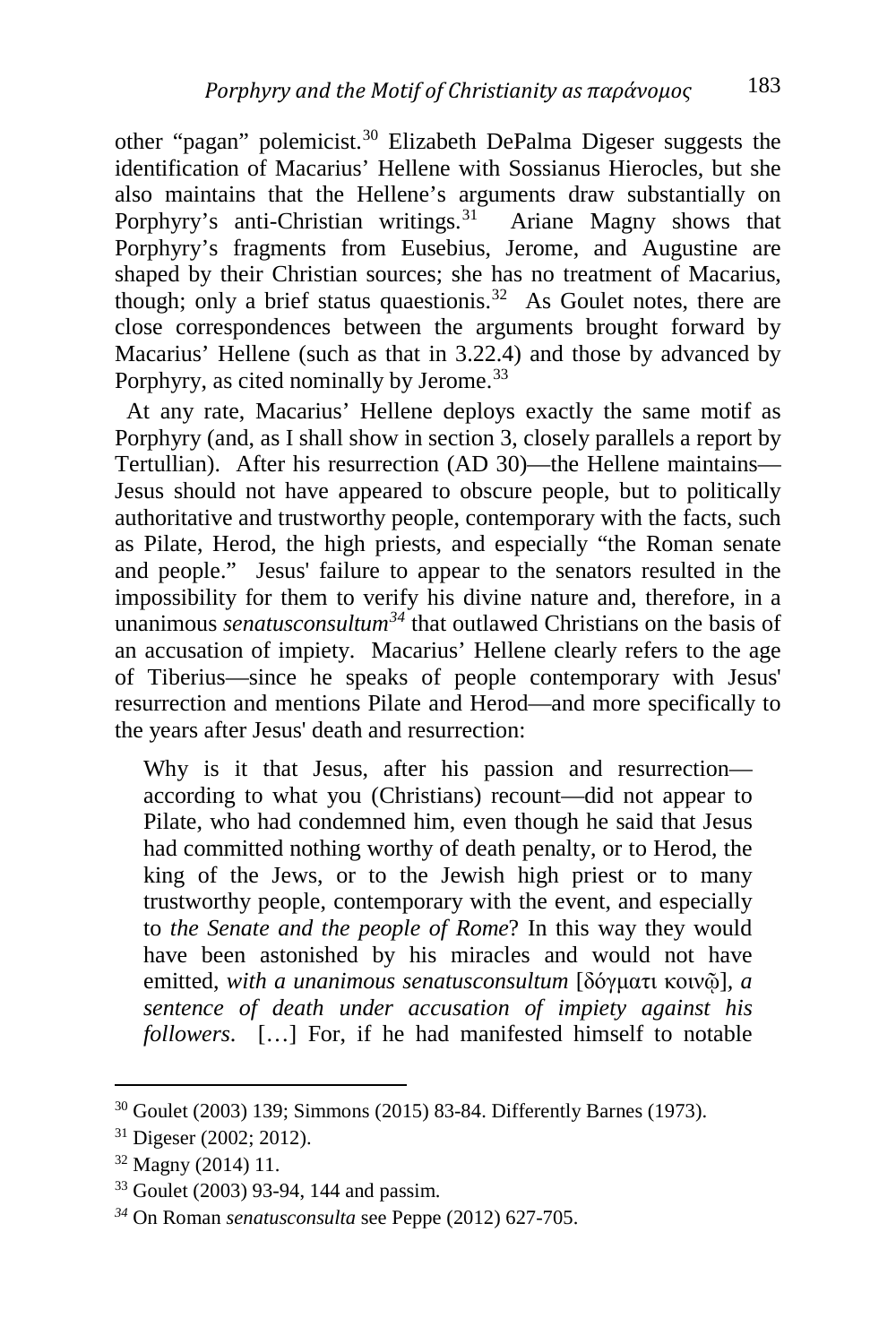other "pagan" polemicist.[30] Elizabeth DePalma Digeser suggests the identification of Macarius' Hellene with Sossianus Hierocles, but she also maintains that the Hellene's arguments draw substantially on Porphyry's anti-Christian writings.[31] Ariane Magny shows that Porphyry's fragments from Eusebius, Jerome, and Augustine are shaped by their Christian sources; she has no treatment of Macarius, though; only a brief status quaestionis.[32] As Goulet notes, there are close correspondences between the arguments brought forward by Macarius' Hellene (such as that in 3.22.4) and those by advanced by Porphyry, as cited nominally by Jerome.[33]

At any rate, Macarius' Hellene deploys exactly the same motif as Porphyry (and, as I shall show in section 3, closely parallels a report by Tertullian). After his resurrection (AD 30)—the Hellene maintains—Jesus should not have appeared to obscure people, but to politically authoritative and trustworthy people, contemporary with the facts, such as Pilate, Herod, the high priests, and especially "the Roman senate and people." Jesus' failure to appear to the senators resulted in the impossibility for them to verify his divine nature and, therefore, in a unanimous *senatusconsultum*[34] that outlawed Christians on the basis of an accusation of impiety. Macarius' Hellene clearly refers to the age of Tiberius—since he speaks of people contemporary with Jesus' resurrection and mentions Pilate and Herod—and more specifically to the years after Jesus' death and resurrection:

> Why is it that Jesus, after his passion and resurrection—according to what you (Christians) recount—did not appear to Pilate, who had condemned him, even though he said that Jesus had committed nothing worthy of death penalty, or to Herod, the king of the Jews, or to the Jewish high priest or to many trustworthy people, contemporary with the event, and especially to *the Senate and the people of Rome*? In this way they would have been astonished by his miracles and would not have emitted, *with a unanimous senatusconsultum* [δόγματι κοινῷ], *a sentence of death under accusation of impiety against his followers*. […] For, if he had manifested himself to notable

---

[30] Goulet (2003) 139; Simmons (2015) 83-84. Differently Barnes (1973).

[31] Digeser (2002; 2012).

[32] Magny (2014) 11.

[33] Goulet (2003) 93-94, 144 and passim.

[34] On Roman *senatusconsulta* see Peppe (2012) 627-705.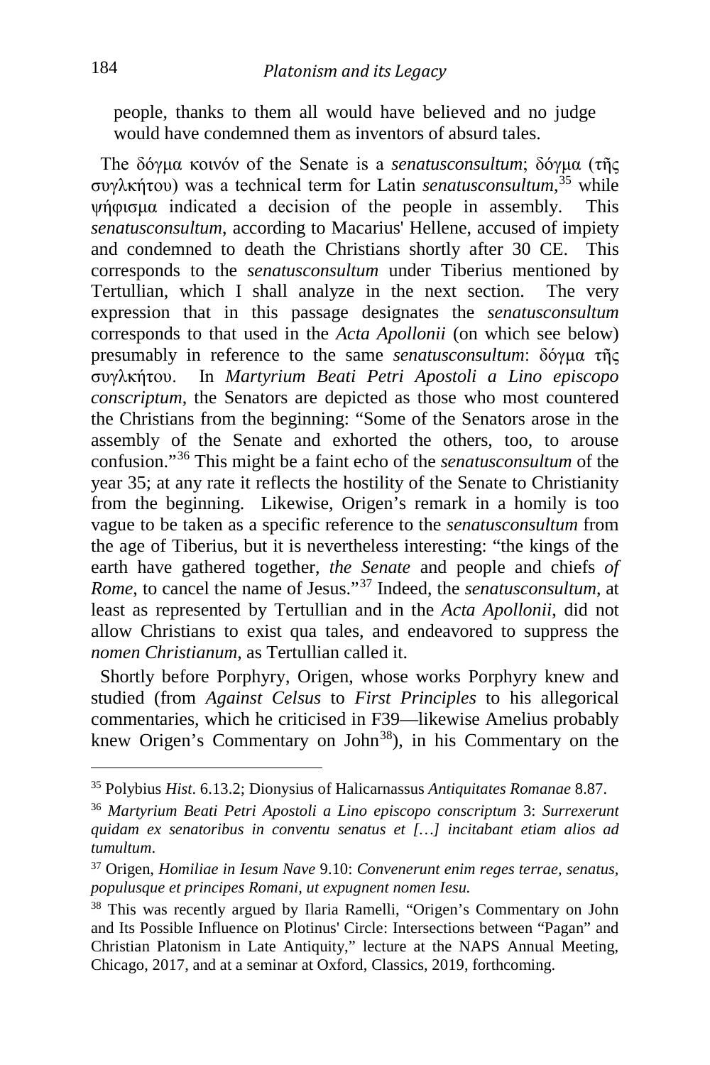people, thanks to them all would have believed and no judge would have condemned them as inventors of absurd tales.

The δόγμα κοινόν of the Senate is a *senatusconsultum*; δόγμα (τῆς συγκλήτου) was a technical term for Latin *senatusconsultum*,[35] while ψήφισμα indicated a decision of the people in assembly. This *senatusconsultum*, according to Macarius' Hellene, accused of impiety and condemned to death the Christians shortly after 30 CE. This corresponds to the *senatusconsultum* under Tiberius mentioned by Tertullian, which I shall analyze in the next section. The very expression that in this passage designates the *senatusconsultum* corresponds to that used in the *Acta Apollonii* (on which see below) presumably in reference to the same *senatusconsultum*: δόγμα τῆς συγκλήτου. In *Martyrium Beati Petri Apostoli a Lino episcopo conscriptum*, the Senators are depicted as those who most countered the Christians from the beginning: "Some of the Senators arose in the assembly of the Senate and exhorted the others, too, to arouse confusion."[36] This might be a faint echo of the *senatusconsultum* of the year 35; at any rate it reflects the hostility of the Senate to Christianity from the beginning. Likewise, Origen's remark in a homily is too vague to be taken as a specific reference to the *senatusconsultum* from the age of Tiberius, but it is nevertheless interesting: "the kings of the earth have gathered together, *the Senate* and people and chiefs *of Rome*, to cancel the name of Jesus."[37] Indeed, the *senatusconsultum*, at least as represented by Tertullian and in the *Acta Apollonii*, did not allow Christians to exist qua tales, and endeavored to suppress the *nomen Christianum*, as Tertullian called it.

Shortly before Porphyry, Origen, whose works Porphyry knew and studied (from *Against Celsus* to *First Principles* to his allegorical commentaries, which he criticised in F39—likewise Amelius probably knew Origen's Commentary on John[38]), in his Commentary on the

---

[35] Polybius *Hist*. 6.13.2; Dionysius of Halicarnassus *Antiquitates Romanae* 8.87.

[36] *Martyrium Beati Petri Apostoli a Lino episcopo conscriptum* 3: *Surrexerunt quidam ex senatoribus in conventu senatus et […] incitabant etiam alios ad tumultum*.

[37] Origen, *Homiliae in Iesum Nave* 9.10: *Convenerunt enim reges terrae, senatus, populusque et principes Romani, ut expugnent nomen Iesu.*

[38] This was recently argued by Ilaria Ramelli, "Origen's Commentary on John and Its Possible Influence on Plotinus' Circle: Intersections between "Pagan" and Christian Platonism in Late Antiquity," lecture at the NAPS Annual Meeting, Chicago, 2017, and at a seminar at Oxford, Classics, 2019, forthcoming.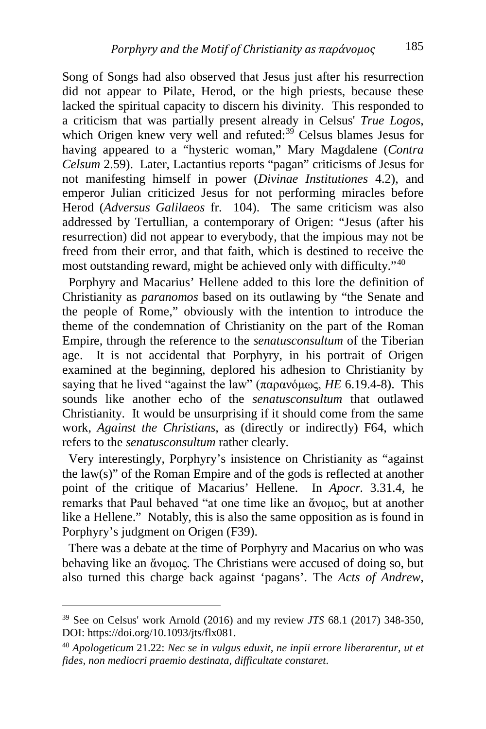Song of Songs had also observed that Jesus just after his resurrection did not appear to Pilate, Herod, or the high priests, because these lacked the spiritual capacity to discern his divinity. This responded to a criticism that was partially present already in Celsus' *True Logos*, which Origen knew very well and refuted:[39] Celsus blames Jesus for having appeared to a "hysteric woman," Mary Magdalene (*Contra Celsum* 2.59). Later, Lactantius reports "pagan" criticisms of Jesus for not manifesting himself in power (*Divinae Institutiones* 4.2), and emperor Julian criticized Jesus for not performing miracles before Herod (*Adversus Galilaeos* fr. 104). The same criticism was also addressed by Tertullian, a contemporary of Origen: "Jesus (after his resurrection) did not appear to everybody, that the impious may not be freed from their error, and that faith, which is destined to receive the most outstanding reward, might be achieved only with difficulty."[40]

Porphyry and Macarius' Hellene added to this lore the definition of Christianity as *paranomos* based on its outlawing by "the Senate and the people of Rome," obviously with the intention to introduce the theme of the condemnation of Christianity on the part of the Roman Empire, through the reference to the *senatusconsultum* of the Tiberian age. It is not accidental that Porphyry, in his portrait of Origen examined at the beginning, deplored his adhesion to Christianity by saying that he lived "against the law" (παρανόμως, *HE* 6.19.4-8). This sounds like another echo of the *senatusconsultum* that outlawed Christianity. It would be unsurprising if it should come from the same work, *Against the Christians,* as (directly or indirectly) F64, which refers to the *senatusconsultum* rather clearly.

Very interestingly, Porphyry's insistence on Christianity as "against the law(s)" of the Roman Empire and of the gods is reflected at another point of the critique of Macarius' Hellene. In *Apocr.* 3.31.4, he remarks that Paul behaved "at one time like an ἄνομος, but at another like a Hellene." Notably, this is also the same opposition as is found in Porphyry's judgment on Origen (F39).

There was a debate at the time of Porphyry and Macarius on who was behaving like an ἄνομος. The Christians were accused of doing so, but also turned this charge back against 'pagans'. The *Acts of Andrew,*

---

[39] See on Celsus' work Arnold (2016) and my review *JTS* 68.1 (2017) 348-350, DOI: https://doi.org/10.1093/jts/flx081.

[40] *Apologeticum* 21.22: *Nec se in vulgus eduxit, ne inpii errore liberarentur, ut et fides, non mediocri praemio destinata, difficultate constaret.*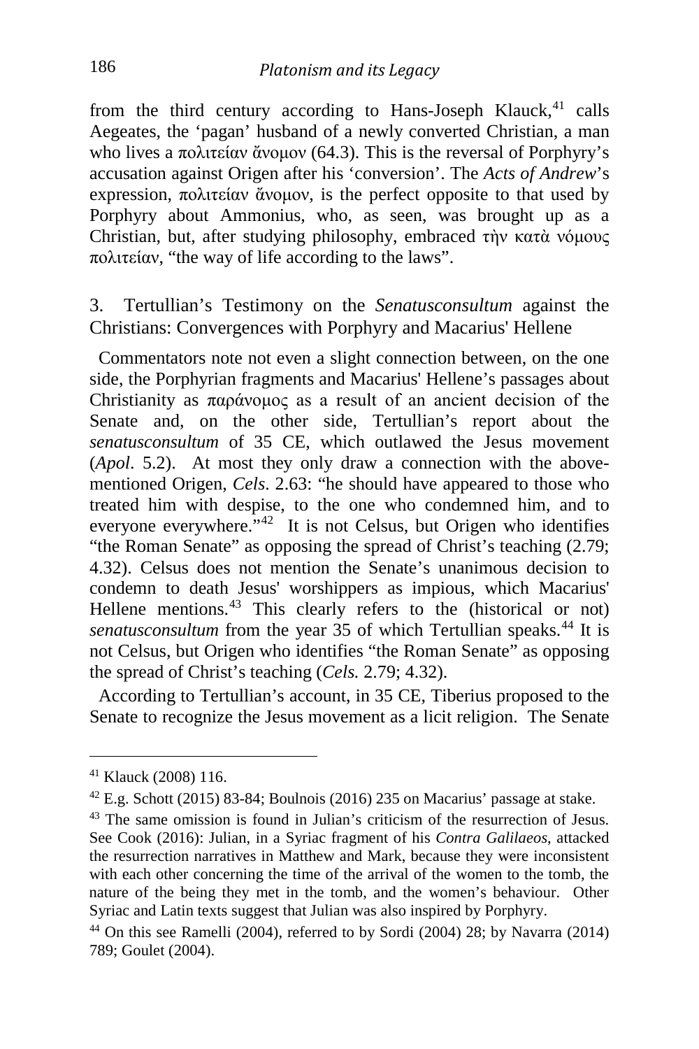from the third century according to Hans-Joseph Klauck,[41] calls Aegeates, the 'pagan' husband of a newly converted Christian, a man who lives a πολιτείαν ἄνομον (64.3). This is the reversal of Porphyry's accusation against Origen after his 'conversion'. The *Acts of Andrew*'s expression, πολιτείαν ἄνομον, is the perfect opposite to that used by Porphyry about Ammonius, who, as seen, was brought up as a Christian, but, after studying philosophy, embraced τὴν κατὰ νόμους πολιτείαν, "the way of life according to the laws".

## 3. Tertullian's Testimony on the *Senatusconsultum* against the Christians: Convergences with Porphyry and Macarius' Hellene

Commentators note not even a slight connection between, on the one side, the Porphyrian fragments and Macarius' Hellene's passages about Christianity as παράνομος as a result of an ancient decision of the Senate and, on the other side, Tertullian's report about the *senatusconsultum* of 35 CE, which outlawed the Jesus movement (*Apol*. 5.2). At most they only draw a connection with the above-mentioned Origen, *Cels*. 2.63: "he should have appeared to those who treated him with despise, to the one who condemned him, and to everyone everywhere."[42] It is not Celsus, but Origen who identifies "the Roman Senate" as opposing the spread of Christ's teaching (2.79; 4.32). Celsus does not mention the Senate's unanimous decision to condemn to death Jesus' worshippers as impious, which Macarius' Hellene mentions.[43] This clearly refers to the (historical or not) *senatusconsultum* from the year 35 of which Tertullian speaks.[44] It is not Celsus, but Origen who identifies "the Roman Senate" as opposing the spread of Christ's teaching (*Cels.* 2.79; 4.32).

According to Tertullian's account, in 35 CE, Tiberius proposed to the Senate to recognize the Jesus movement as a licit religion. The Senate

---

[41] Klauck (2008) 116.

[42] E.g. Schott (2015) 83-84; Boulnois (2016) 235 on Macarius' passage at stake.

[43] The same omission is found in Julian's criticism of the resurrection of Jesus. See Cook (2016): Julian, in a Syriac fragment of his *Contra Galilaeos*, attacked the resurrection narratives in Matthew and Mark, because they were inconsistent with each other concerning the time of the arrival of the women to the tomb, the nature of the being they met in the tomb, and the women's behaviour. Other Syriac and Latin texts suggest that Julian was also inspired by Porphyry.

[44] On this see Ramelli (2004), referred to by Sordi (2004) 28; by Navarra (2014) 789; Goulet (2004).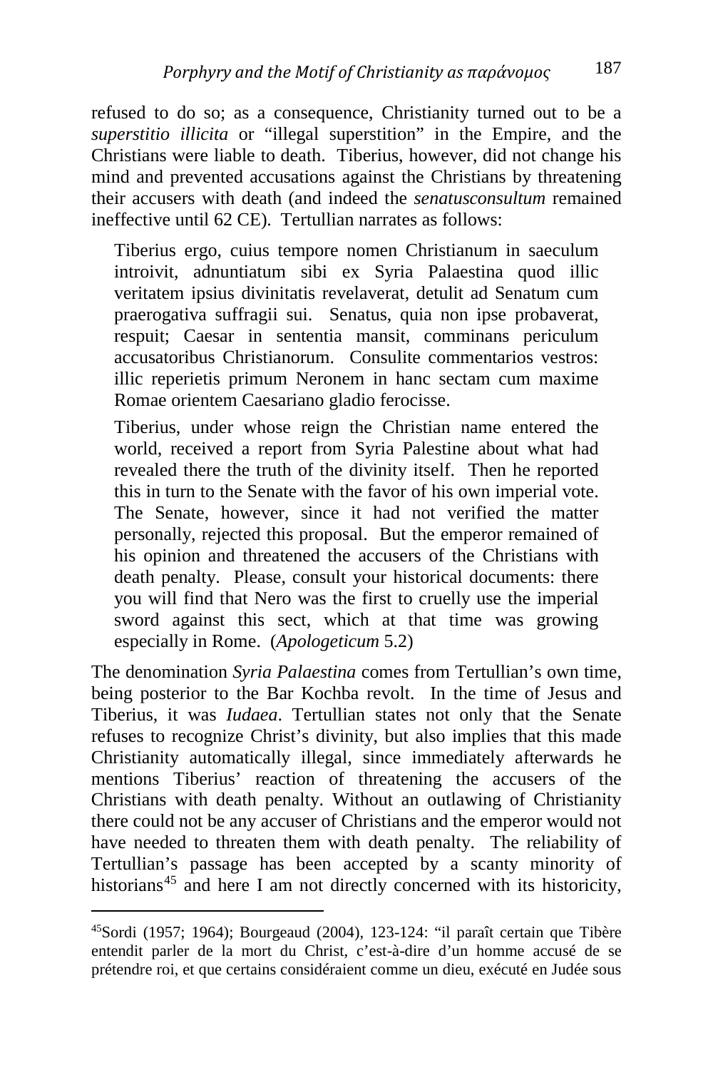refused to do so; as a consequence, Christianity turned out to be a *superstitio illicita* or "illegal superstition" in the Empire, and the Christians were liable to death. Tiberius, however, did not change his mind and prevented accusations against the Christians by threatening their accusers with death (and indeed the *senatusconsultum* remained ineffective until 62 CE). Tertullian narrates as follows:

> Tiberius ergo, cuius tempore nomen Christianum in saeculum introivit, adnuntiatum sibi ex Syria Palaestina quod illic veritatem ipsius divinitatis revelaverat, detulit ad Senatum cum praerogativa suffragii sui. Senatus, quia non ipse probaverat, respuit; Caesar in sententia mansit, comminans periculum accusatoribus Christianorum. Consulite commentarios vestros: illic reperietis primum Neronem in hanc sectam cum maxime Romae orientem Caesariano gladio ferocisse.
>
> Tiberius, under whose reign the Christian name entered the world, received a report from Syria Palestine about what had revealed there the truth of the divinity itself. Then he reported this in turn to the Senate with the favor of his own imperial vote. The Senate, however, since it had not verified the matter personally, rejected this proposal. But the emperor remained of his opinion and threatened the accusers of the Christians with death penalty. Please, consult your historical documents: there you will find that Nero was the first to cruelly use the imperial sword against this sect, which at that time was growing especially in Rome. (*Apologeticum* 5.2)

The denomination *Syria Palaestina* comes from Tertullian's own time, being posterior to the Bar Kochba revolt. In the time of Jesus and Tiberius, it was *Iudaea*. Tertullian states not only that the Senate refuses to recognize Christ's divinity, but also implies that this made Christianity automatically illegal, since immediately afterwards he mentions Tiberius' reaction of threatening the accusers of the Christians with death penalty. Without an outlawing of Christianity there could not be any accuser of Christians and the emperor would not have needed to threaten them with death penalty. The reliability of Tertullian's passage has been accepted by a scanty minority of historians[45] and here I am not directly concerned with its historicity,

[45] Sordi (1957; 1964); Bourgeaud (2004), 123-124: "il paraît certain que Tibère entendit parler de la mort du Christ, c'est-à-dire d'un homme accusé de se prétendre roi, et que certains considéraient comme un dieu, exécuté en Judée sous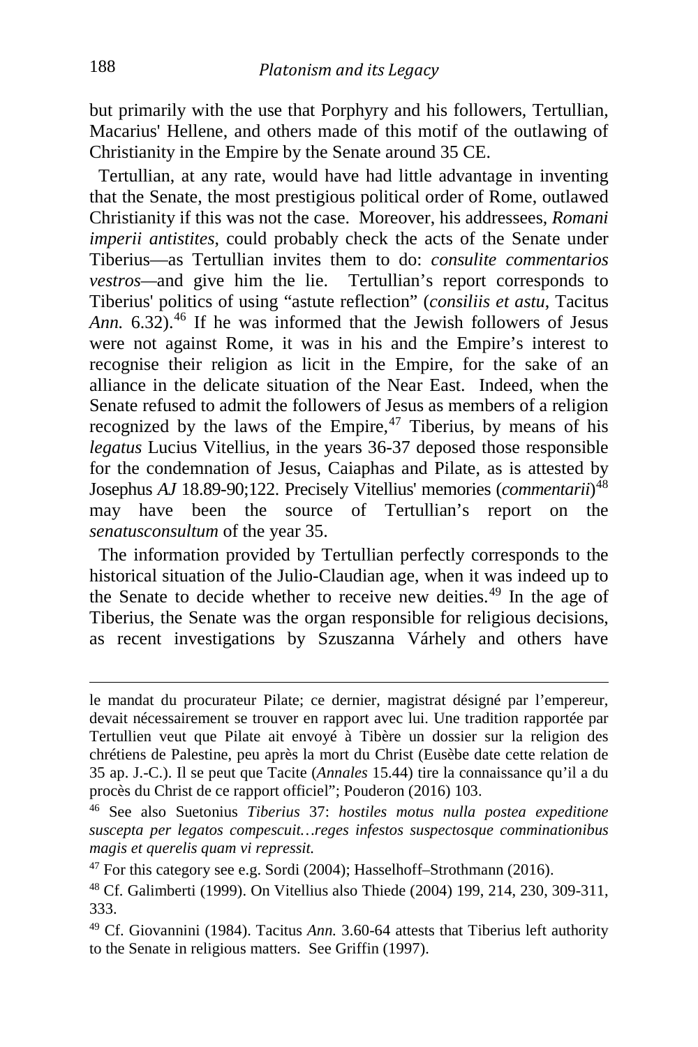but primarily with the use that Porphyry and his followers, Tertullian, Macarius' Hellene, and others made of this motif of the outlawing of Christianity in the Empire by the Senate around 35 CE.

Tertullian, at any rate, would have had little advantage in inventing that the Senate, the most prestigious political order of Rome, outlawed Christianity if this was not the case. Moreover, his addressees, *Romani imperii antistites*, could probably check the acts of the Senate under Tiberius—as Tertullian invites them to do: *consulite commentarios vestros*—and give him the lie. Tertullian's report corresponds to Tiberius' politics of using "astute reflection" (*consiliis et astu*, Tacitus *Ann.* 6.32).[46] If he was informed that the Jewish followers of Jesus were not against Rome, it was in his and the Empire's interest to recognise their religion as licit in the Empire, for the sake of an alliance in the delicate situation of the Near East. Indeed, when the Senate refused to admit the followers of Jesus as members of a religion recognized by the laws of the Empire,[47] Tiberius, by means of his *legatus* Lucius Vitellius, in the years 36-37 deposed those responsible for the condemnation of Jesus, Caiaphas and Pilate, as is attested by Josephus *AJ* 18.89-90;122. Precisely Vitellius' memories (*commentarii*)[48] may have been the source of Tertullian's report on the *senatusconsultum* of the year 35.

The information provided by Tertullian perfectly corresponds to the historical situation of the Julio-Claudian age, when it was indeed up to the Senate to decide whether to receive new deities.[49] In the age of Tiberius, the Senate was the organ responsible for religious decisions, as recent investigations by Szuszanna Várhely and others have

---

le mandat du procurateur Pilate; ce dernier, magistrat désigné par l'empereur, devait nécessairement se trouver en rapport avec lui. Une tradition rapportée par Tertullien veut que Pilate ait envoyé à Tibère un dossier sur la religion des chrétiens de Palestine, peu après la mort du Christ (Eusèbe date cette relation de 35 ap. J.-C.). Il se peut que Tacite (*Annales* 15.44) tire la connaissance qu'il a du procès du Christ de ce rapport officiel"; Pouderon (2016) 103.

[46] See also Suetonius *Tiberius* 37: *hostiles motus nulla postea expeditione suscepta per legatos compescuit…reges infestos suspectosque comminationibus magis et querelis quam vi repressit.*

[47] For this category see e.g. Sordi (2004); Hasselhoff–Strothmann (2016).

[48] Cf. Galimberti (1999). On Vitellius also Thiede (2004) 199, 214, 230, 309-311, 333.

[49] Cf. Giovannini (1984). Tacitus *Ann.* 3.60-64 attests that Tiberius left authority to the Senate in religious matters. See Griffin (1997).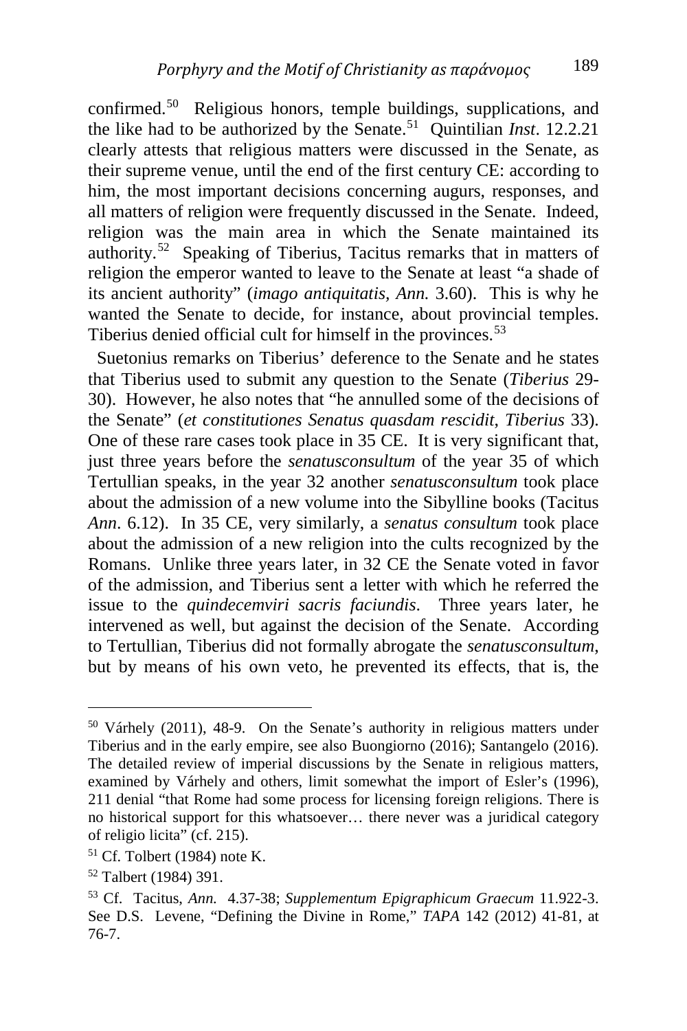confirmed.[50] Religious honors, temple buildings, supplications, and the like had to be authorized by the Senate.[51] Quintilian *Inst*. 12.2.21 clearly attests that religious matters were discussed in the Senate, as their supreme venue, until the end of the first century CE: according to him, the most important decisions concerning augurs, responses, and all matters of religion were frequently discussed in the Senate. Indeed, religion was the main area in which the Senate maintained its authority.[52] Speaking of Tiberius, Tacitus remarks that in matters of religion the emperor wanted to leave to the Senate at least "a shade of its ancient authority" (*imago antiquitatis*, *Ann.* 3.60). This is why he wanted the Senate to decide, for instance, about provincial temples. Tiberius denied official cult for himself in the provinces.[53]

Suetonius remarks on Tiberius' deference to the Senate and he states that Tiberius used to submit any question to the Senate (*Tiberius* 29-30). However, he also notes that "he annulled some of the decisions of the Senate" (*et constitutiones Senatus quasdam rescidit*, *Tiberius* 33). One of these rare cases took place in 35 CE. It is very significant that, just three years before the *senatusconsultum* of the year 35 of which Tertullian speaks, in the year 32 another *senatusconsultum* took place about the admission of a new volume into the Sibylline books (Tacitus *Ann*. 6.12). In 35 CE, very similarly, a *senatus consultum* took place about the admission of a new religion into the cults recognized by the Romans. Unlike three years later, in 32 CE the Senate voted in favor of the admission, and Tiberius sent a letter with which he referred the issue to the *quindecemviri sacris faciundis*. Three years later, he intervened as well, but against the decision of the Senate. According to Tertullian, Tiberius did not formally abrogate the *senatusconsultum*, but by means of his own veto, he prevented its effects, that is, the

---

[50] Várhely (2011), 48-9. On the Senate's authority in religious matters under Tiberius and in the early empire, see also Buongiorno (2016); Santangelo (2016). The detailed review of imperial discussions by the Senate in religious matters, examined by Várhely and others, limit somewhat the import of Esler's (1996), 211 denial "that Rome had some process for licensing foreign religions. There is no historical support for this whatsoever… there never was a juridical category of religio licita" (cf. 215).

[51] Cf. Tolbert (1984) note K.

[52] Talbert (1984) 391.

[53] Cf. Tacitus, *Ann.* 4.37-38; *Supplementum Epigraphicum Graecum* 11.922-3. See D.S. Levene, "Defining the Divine in Rome," *TAPA* 142 (2012) 41-81, at 76-7.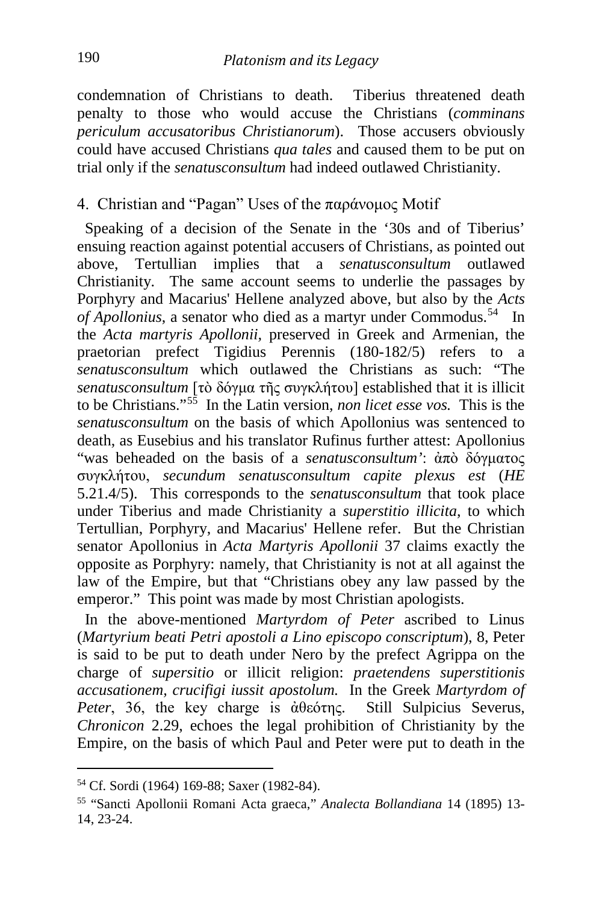condemnation of Christians to death. Tiberius threatened death penalty to those who would accuse the Christians (*comminans periculum accusatoribus Christianorum*). Those accusers obviously could have accused Christians *qua tales* and caused them to be put on trial only if the *senatusconsultum* had indeed outlawed Christianity.

## 4. Christian and "Pagan" Uses of the παράνομος Motif

Speaking of a decision of the Senate in the '30s and of Tiberius' ensuing reaction against potential accusers of Christians, as pointed out above, Tertullian implies that a *senatusconsultum* outlawed Christianity. The same account seems to underlie the passages by Porphyry and Macarius' Hellene analyzed above, but also by the *Acts of Apollonius*, a senator who died as a martyr under Commodus.[54] In the *Acta martyris Apollonii,* preserved in Greek and Armenian, the praetorian prefect Tigidius Perennis (180-182/5) refers to a *senatusconsultum* which outlawed the Christians as such: "The *senatusconsultum* [τὸ δόγμα τῆς συγκλήτου] established that it is illicit to be Christians."[55] In the Latin version, *non licet esse vos.* This is the *senatusconsultum* on the basis of which Apollonius was sentenced to death, as Eusebius and his translator Rufinus further attest: Apollonius "was beheaded on the basis of a *senatusconsultum'*: ἀπὸ δόγματος συγκλήτου, *secundum senatusconsultum capite plexus est* (*HE* 5.21.4/5). This corresponds to the *senatusconsultum* that took place under Tiberius and made Christianity a *superstitio illicita*, to which Tertullian, Porphyry, and Macarius' Hellene refer. But the Christian senator Apollonius in *Acta Martyris Apollonii* 37 claims exactly the opposite as Porphyry: namely, that Christianity is not at all against the law of the Empire, but that "Christians obey any law passed by the emperor." This point was made by most Christian apologists.

In the above-mentioned *Martyrdom of Peter* ascribed to Linus (*Martyrium beati Petri apostoli a Lino episcopo conscriptum*), 8, Peter is said to be put to death under Nero by the prefect Agrippa on the charge of *supersitio* or illicit religion: *praetendens superstitionis accusationem, crucifigi iussit apostolum.* In the Greek *Martyrdom of Peter*, 36, the key charge is ἀθεότης. Still Sulpicius Severus, *Chronicon* 2.29, echoes the legal prohibition of Christianity by the Empire, on the basis of which Paul and Peter were put to death in the

---

[54] Cf. Sordi (1964) 169-88; Saxer (1982-84).

[55] "Sancti Apollonii Romani Acta graeca," *Analecta Bollandiana* 14 (1895) 13-14, 23-24.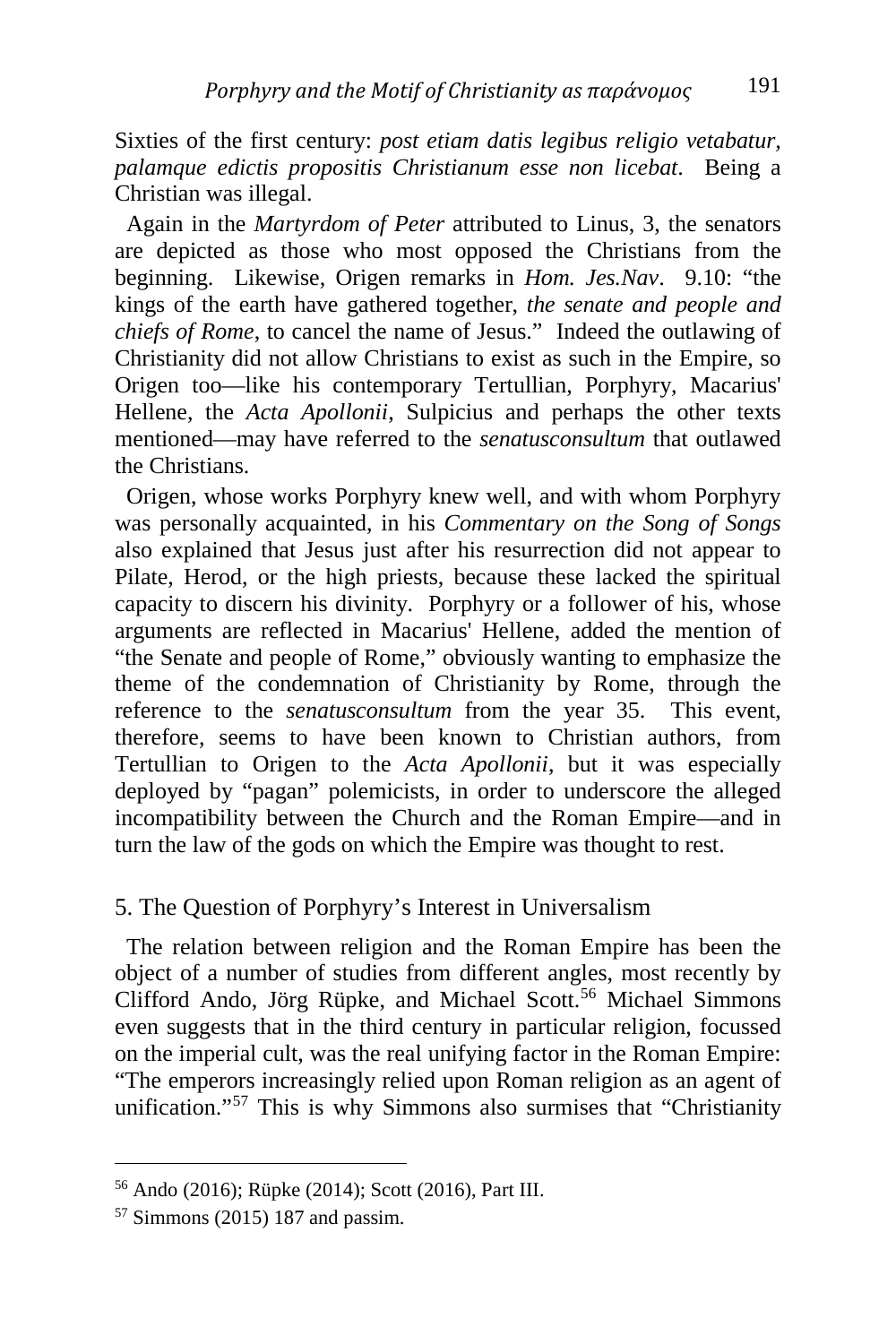Sixties of the first century: *post etiam datis legibus religio vetabatur, palamque edictis propositis Christianum esse non licebat*. Being a Christian was illegal.

Again in the *Martyrdom of Peter* attributed to Linus, 3, the senators are depicted as those who most opposed the Christians from the beginning. Likewise, Origen remarks in *Hom. Jes.Nav*. 9.10: "the kings of the earth have gathered together, *the senate and people and chiefs of Rome*, to cancel the name of Jesus." Indeed the outlawing of Christianity did not allow Christians to exist as such in the Empire, so Origen too—like his contemporary Tertullian, Porphyry, Macarius' Hellene, the *Acta Apollonii*, Sulpicius and perhaps the other texts mentioned—may have referred to the *senatusconsultum* that outlawed the Christians.

Origen, whose works Porphyry knew well, and with whom Porphyry was personally acquainted, in his *Commentary on the Song of Songs* also explained that Jesus just after his resurrection did not appear to Pilate, Herod, or the high priests, because these lacked the spiritual capacity to discern his divinity. Porphyry or a follower of his, whose arguments are reflected in Macarius' Hellene, added the mention of "the Senate and people of Rome," obviously wanting to emphasize the theme of the condemnation of Christianity by Rome, through the reference to the *senatusconsultum* from the year 35. This event, therefore, seems to have been known to Christian authors, from Tertullian to Origen to the *Acta Apollonii*, but it was especially deployed by "pagan" polemicists, in order to underscore the alleged incompatibility between the Church and the Roman Empire—and in turn the law of the gods on which the Empire was thought to rest.

## 5. The Question of Porphyry's Interest in Universalism

The relation between religion and the Roman Empire has been the object of a number of studies from different angles, most recently by Clifford Ando, Jörg Rüpke, and Michael Scott.[56] Michael Simmons even suggests that in the third century in particular religion, focussed on the imperial cult, was the real unifying factor in the Roman Empire: "The emperors increasingly relied upon Roman religion as an agent of unification."[57] This is why Simmons also surmises that "Christianity

---

[56] Ando (2016); Rüpke (2014); Scott (2016), Part III.

[57] Simmons (2015) 187 and passim.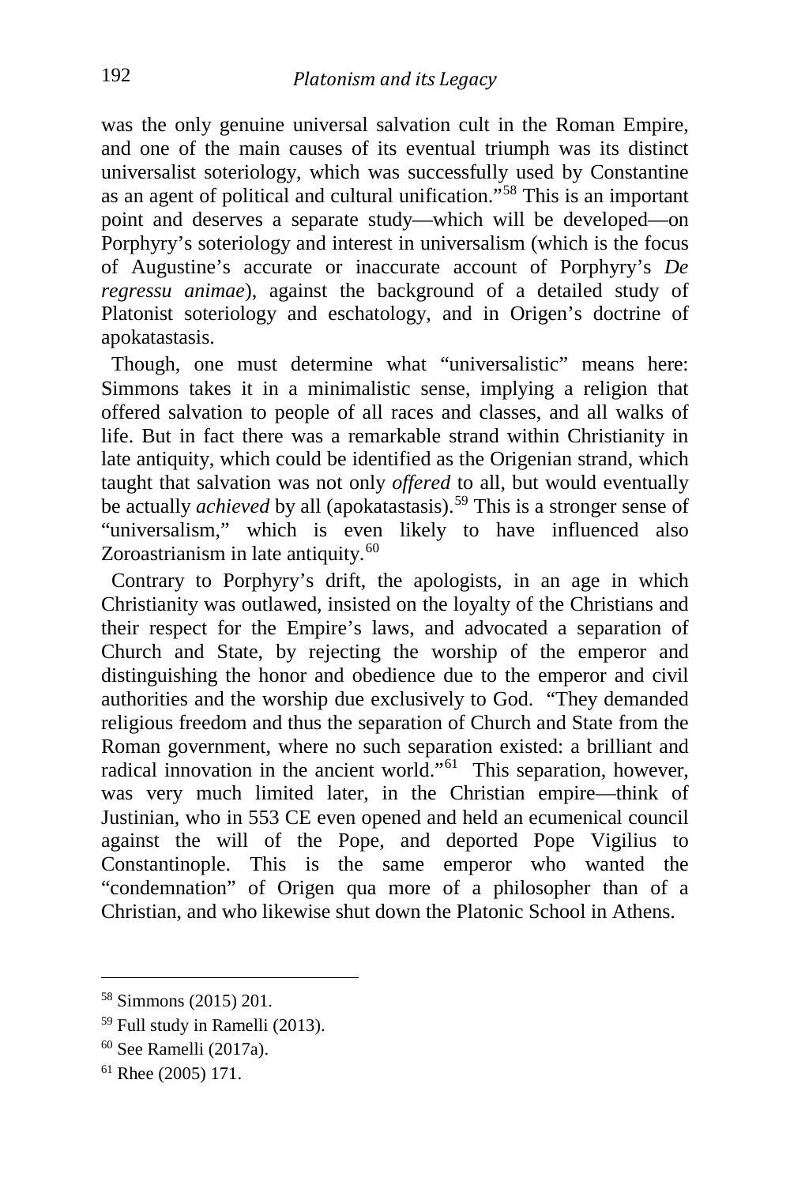was the only genuine universal salvation cult in the Roman Empire, and one of the main causes of its eventual triumph was its distinct universalist soteriology, which was successfully used by Constantine as an agent of political and cultural unification."[58] This is an important point and deserves a separate study—which will be developed—on Porphyry's soteriology and interest in universalism (which is the focus of Augustine's accurate or inaccurate account of Porphyry's *De regressu animae*), against the background of a detailed study of Platonist soteriology and eschatology, and in Origen's doctrine of apokatastasis.

Though, one must determine what "universalistic" means here: Simmons takes it in a minimalistic sense, implying a religion that offered salvation to people of all races and classes, and all walks of life. But in fact there was a remarkable strand within Christianity in late antiquity, which could be identified as the Origenian strand, which taught that salvation was not only *offered* to all, but would eventually be actually *achieved* by all (apokatastasis).[59] This is a stronger sense of "universalism," which is even likely to have influenced also Zoroastrianism in late antiquity.[60]

Contrary to Porphyry's drift, the apologists, in an age in which Christianity was outlawed, insisted on the loyalty of the Christians and their respect for the Empire's laws, and advocated a separation of Church and State, by rejecting the worship of the emperor and distinguishing the honor and obedience due to the emperor and civil authorities and the worship due exclusively to God. "They demanded religious freedom and thus the separation of Church and State from the Roman government, where no such separation existed: a brilliant and radical innovation in the ancient world."[61] This separation, however, was very much limited later, in the Christian empire—think of Justinian, who in 553 CE even opened and held an ecumenical council against the will of the Pope, and deported Pope Vigilius to Constantinople. This is the same emperor who wanted the "condemnation" of Origen qua more of a philosopher than of a Christian, and who likewise shut down the Platonic School in Athens.

---

[58] Simmons (2015) 201.

[59] Full study in Ramelli (2013).

[60] See Ramelli (2017a).

[61] Rhee (2005) 171.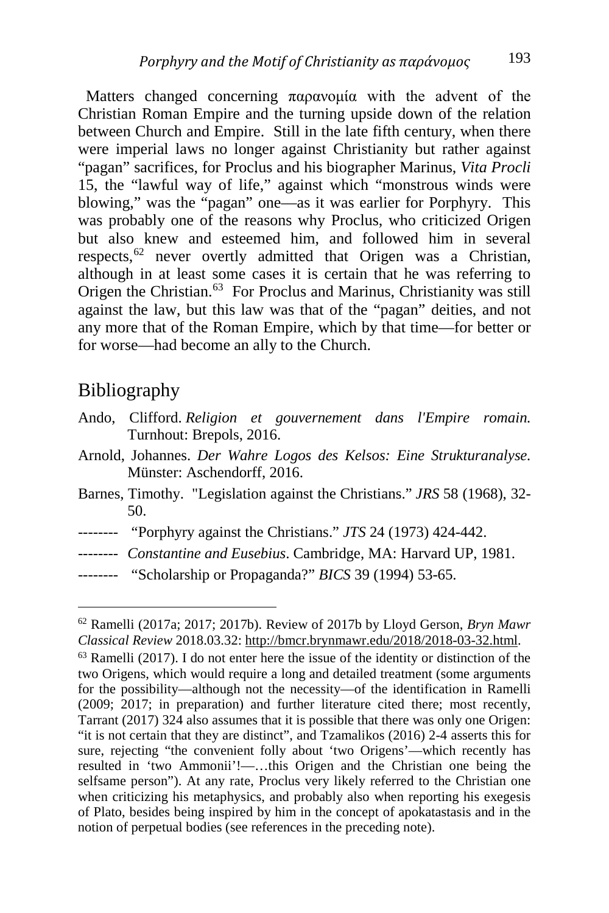Matters changed concerning παρανομία with the advent of the Christian Roman Empire and the turning upside down of the relation between Church and Empire. Still in the late fifth century, when there were imperial laws no longer against Christianity but rather against "pagan" sacrifices, for Proclus and his biographer Marinus, *Vita Procli* 15, the "lawful way of life," against which "monstrous winds were blowing," was the "pagan" one—as it was earlier for Porphyry. This was probably one of the reasons why Proclus, who criticized Origen but also knew and esteemed him, and followed him in several respects,[62] never overtly admitted that Origen was a Christian, although in at least some cases it is certain that he was referring to Origen the Christian.[63] For Proclus and Marinus, Christianity was still against the law, but this law was that of the "pagan" deities, and not any more that of the Roman Empire, which by that time—for better or for worse—had become an ally to the Church.

## Bibliography

Ando, Clifford. *Religion et gouvernement dans l'Empire romain.* Turnhout: Brepols, 2016.

Arnold, Johannes. *Der Wahre Logos des Kelsos: Eine Strukturanalyse.* Münster: Aschendorff, 2016.

Barnes, Timothy. "Legislation against the Christians." *JRS* 58 (1968), 32-50.

-------- "Porphyry against the Christians." *JTS* 24 (1973) 424-442.

-------- *Constantine and Eusebius*. Cambridge, MA: Harvard UP, 1981.

-------- "Scholarship or Propaganda?" *BICS* 39 (1994) 53-65.

---

[62] Ramelli (2017a; 2017; 2017b). Review of 2017b by Lloyd Gerson, *Bryn Mawr Classical Review* 2018.03.32: http://bmcr.brynmawr.edu/2018/2018-03-32.html.

[63] Ramelli (2017). I do not enter here the issue of the identity or distinction of the two Origens, which would require a long and detailed treatment (some arguments for the possibility—although not the necessity—of the identification in Ramelli (2009; 2017; in preparation) and further literature cited there; most recently, Tarrant (2017) 324 also assumes that it is possible that there was only one Origen: "it is not certain that they are distinct", and Tzamalikos (2016) 2-4 asserts this for sure, rejecting "the convenient folly about 'two Origens'—which recently has resulted in 'two Ammonii'!—…this Origen and the Christian one being the selfsame person"). At any rate, Proclus very likely referred to the Christian one when criticizing his metaphysics, and probably also when reporting his exegesis of Plato, besides being inspired by him in the concept of apokatastasis and in the notion of perpetual bodies (see references in the preceding note).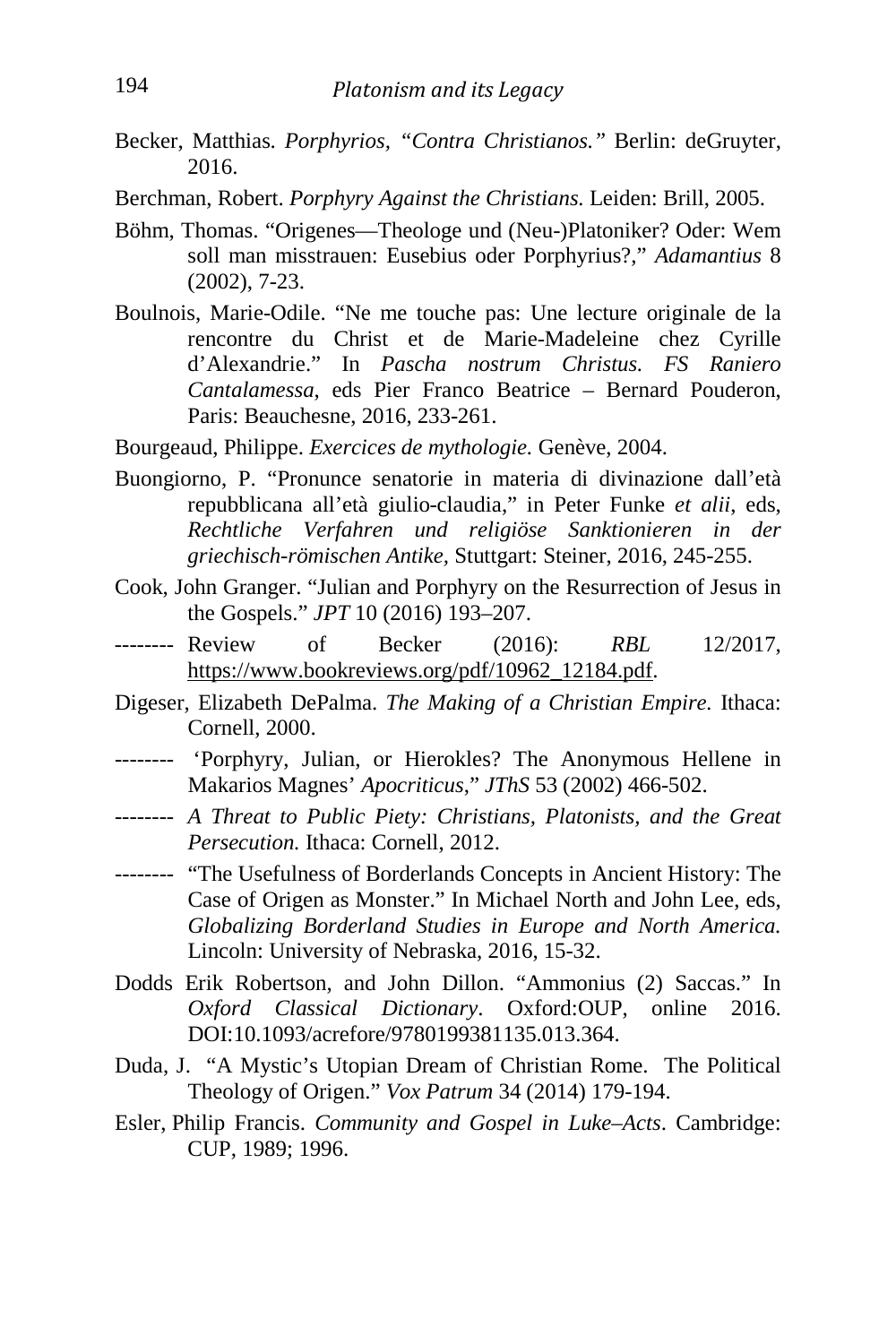Becker, Matthias. *Porphyrios, "Contra Christianos."* Berlin: deGruyter, 2016.

Berchman, Robert. *Porphyry Against the Christians.* Leiden: Brill, 2005.

Böhm, Thomas. "Origenes—Theologe und (Neu-)Platoniker? Oder: Wem soll man misstrauen: Eusebius oder Porphyrius?," *Adamantius* 8 (2002), 7-23.

Boulnois, Marie-Odile. "Ne me touche pas: Une lecture originale de la rencontre du Christ et de Marie-Madeleine chez Cyrille d'Alexandrie." In *Pascha nostrum Christus. FS Raniero Cantalamessa*, eds Pier Franco Beatrice – Bernard Pouderon, Paris: Beauchesne, 2016, 233-261.

Bourgeaud, Philippe. *Exercices de mythologie.* Genève, 2004.

Buongiorno, P. "Pronunce senatorie in materia di divinazione dall'età repubblicana all'età giulio-claudia," in Peter Funke *et alii*, eds, *Rechtliche Verfahren und religiöse Sanktionieren in der griechisch-römischen Antike*, Stuttgart: Steiner, 2016, 245-255.

Cook, John Granger. "Julian and Porphyry on the Resurrection of Jesus in the Gospels." *JPT* 10 (2016) 193–207.

-------- Review of Becker (2016): *RBL* 12/2017, https://www.bookreviews.org/pdf/10962_12184.pdf.

Digeser, Elizabeth DePalma. *The Making of a Christian Empire.* Ithaca: Cornell, 2000.

-------- 'Porphyry, Julian, or Hierokles? The Anonymous Hellene in Makarios Magnes' *Apocriticus*," *JThS* 53 (2002) 466-502.

-------- *A Threat to Public Piety: Christians, Platonists, and the Great Persecution.* Ithaca: Cornell, 2012.

-------- "The Usefulness of Borderlands Concepts in Ancient History: The Case of Origen as Monster." In Michael North and John Lee, eds, *Globalizing Borderland Studies in Europe and North America.* Lincoln: University of Nebraska, 2016, 15-32.

Dodds Erik Robertson, and John Dillon. "Ammonius (2) Saccas." In *Oxford Classical Dictionary*. Oxford:OUP, online 2016. DOI:10.1093/acrefore/9780199381135.013.364.

Duda, J. "A Mystic's Utopian Dream of Christian Rome. The Political Theology of Origen." *Vox Patrum* 34 (2014) 179-194.

Esler, Philip Francis. *Community and Gospel in Luke–Acts*. Cambridge: CUP, 1989; 1996.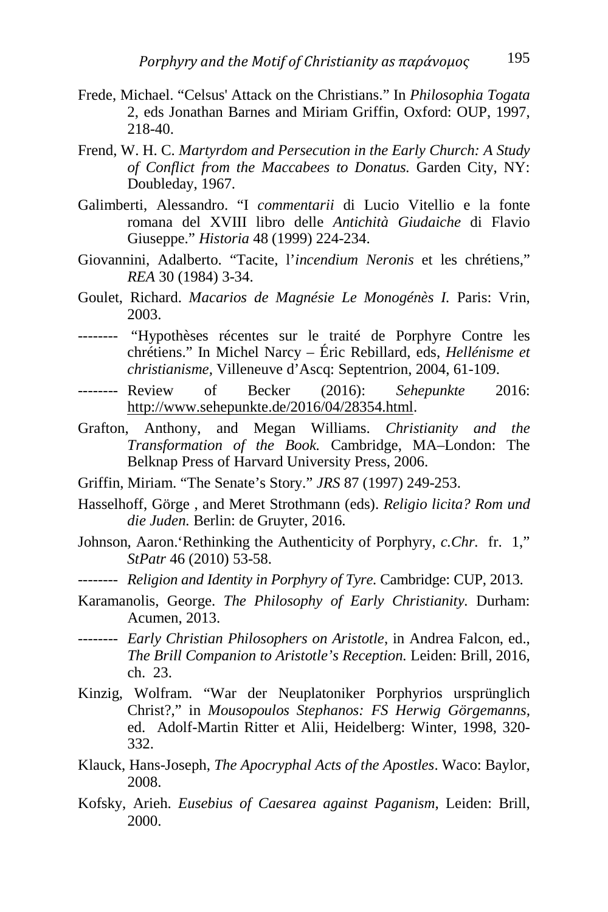Frede, Michael. “Celsus' Attack on the Christians.” In *Philosophia Togata* 2, eds Jonathan Barnes and Miriam Griffin, Oxford: OUP, 1997, 218-40.

Frend, W. H. C. *Martyrdom and Persecution in the Early Church: A Study of Conflict from the Maccabees to Donatus.* Garden City, NY: Doubleday, 1967.

Galimberti, Alessandro. “I *commentarii* di Lucio Vitellio e la fonte romana del XVIII libro delle *Antichità Giudaiche* di Flavio Giuseppe.” *Historia* 48 (1999) 224-234.

Giovannini, Adalberto. “Tacite, l’*incendium Neronis* et les chrétiens,” *REA* 30 (1984) 3-34.

Goulet, Richard. *Macarios de Magnésie Le Monogénès I.* Paris: Vrin, 2003.

-------- “Hypothèses récentes sur le traité de Porphyre Contre les chrétiens.” In Michel Narcy – Éric Rebillard, eds, *Hellénisme et christianisme*, Villeneuve d’Ascq: Septentrion, 2004, 61-109.

-------- Review of Becker (2016): *Sehepunkte* 2016: http://www.sehepunkte.de/2016/04/28354.html.

Grafton, Anthony, and Megan Williams. *Christianity and the Transformation of the Book.* Cambridge, MA–London: The Belknap Press of Harvard University Press, 2006.

Griffin, Miriam. “The Senate’s Story.” *JRS* 87 (1997) 249-253.

Hasselhoff, Görge , and Meret Strothmann (eds). *Religio licita? Rom und die Juden.* Berlin: de Gruyter, 2016.

Johnson, Aaron.‘Rethinking the Authenticity of Porphyry, *c.Chr.* fr. 1,” *StPatr* 46 (2010) 53-58.

-------- *Religion and Identity in Porphyry of Tyre.* Cambridge: CUP, 2013.

Karamanolis, George. *The Philosophy of Early Christianity.* Durham: Acumen, 2013.

-------- *Early Christian Philosophers on Aristotle*, in Andrea Falcon, ed., *The Brill Companion to Aristotle’s Reception.* Leiden: Brill, 2016, ch. 23.

Kinzig, Wolfram. “War der Neuplatoniker Porphyrios ursprünglich Christ?,” in *Mousopoulos Stephanos: FS Herwig Görgemanns*, ed. Adolf-Martin Ritter et Alii, Heidelberg: Winter, 1998, 320-332.

Klauck, Hans-Joseph, *The Apocryphal Acts of the Apostles*. Waco: Baylor, 2008.

Kofsky, Arieh. *Eusebius of Caesarea against Paganism*, Leiden: Brill, 2000.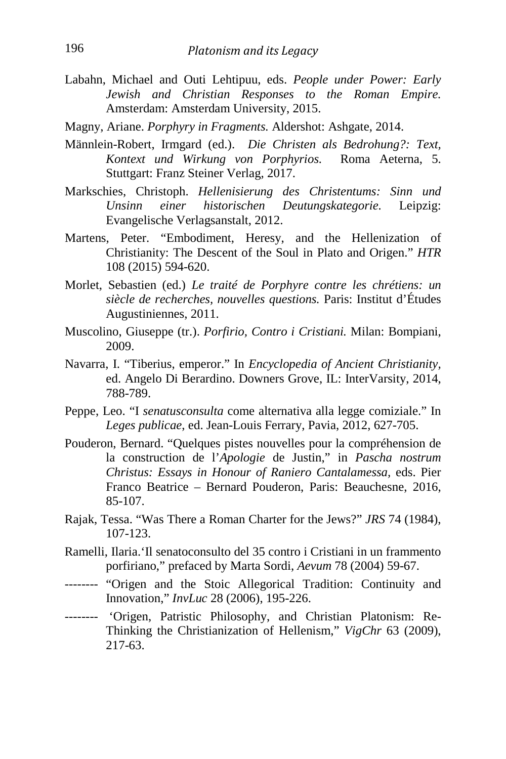Labahn, Michael and Outi Lehtipuu, eds. *People under Power: Early Jewish and Christian Responses to the Roman Empire.* Amsterdam: Amsterdam University, 2015.

Magny, Ariane. *Porphyry in Fragments.* Aldershot: Ashgate, 2014.

Männlein-Robert, Irmgard (ed.). *Die Christen als Bedrohung?: Text, Kontext und Wirkung von Porphyrios.* Roma Aeterna, 5. Stuttgart: Franz Steiner Verlag, 2017.

Markschies, Christoph. *Hellenisierung des Christentums: Sinn und Unsinn einer historischen Deutungskategorie.* Leipzig: Evangelische Verlagsanstalt, 2012.

Martens, Peter. "Embodiment, Heresy, and the Hellenization of Christianity: The Descent of the Soul in Plato and Origen." *HTR* 108 (2015) 594-620.

Morlet, Sebastien (ed.) *Le traité de Porphyre contre les chrétiens: un siècle de recherches, nouvelles questions.* Paris: Institut d'Études Augustiniennes, 2011.

Muscolino, Giuseppe (tr.). *Porfirio, Contro i Cristiani.* Milan: Bompiani, 2009.

Navarra, I. "Tiberius, emperor." In *Encyclopedia of Ancient Christianity*, ed. Angelo Di Berardino. Downers Grove, IL: InterVarsity, 2014, 788-789.

Peppe, Leo. "I *senatusconsulta* come alternativa alla legge comiziale." In *Leges publicae*, ed. Jean-Louis Ferrary, Pavia, 2012, 627-705.

Pouderon, Bernard. "Quelques pistes nouvelles pour la compréhension de la construction de l'*Apologie* de Justin," in *Pascha nostrum Christus: Essays in Honour of Raniero Cantalamessa*, eds. Pier Franco Beatrice – Bernard Pouderon, Paris: Beauchesne, 2016, 85-107.

Rajak, Tessa. "Was There a Roman Charter for the Jews?" *JRS* 74 (1984), 107-123.

Ramelli, Ilaria.'Il senatoconsulto del 35 contro i Cristiani in un frammento porfiriano," prefaced by Marta Sordi, *Aevum* 78 (2004) 59-67.

-------- "Origen and the Stoic Allegorical Tradition: Continuity and Innovation," *InvLuc* 28 (2006), 195-226.

-------- 'Origen, Patristic Philosophy, and Christian Platonism: Re-Thinking the Christianization of Hellenism," *VigChr* 63 (2009), 217-63.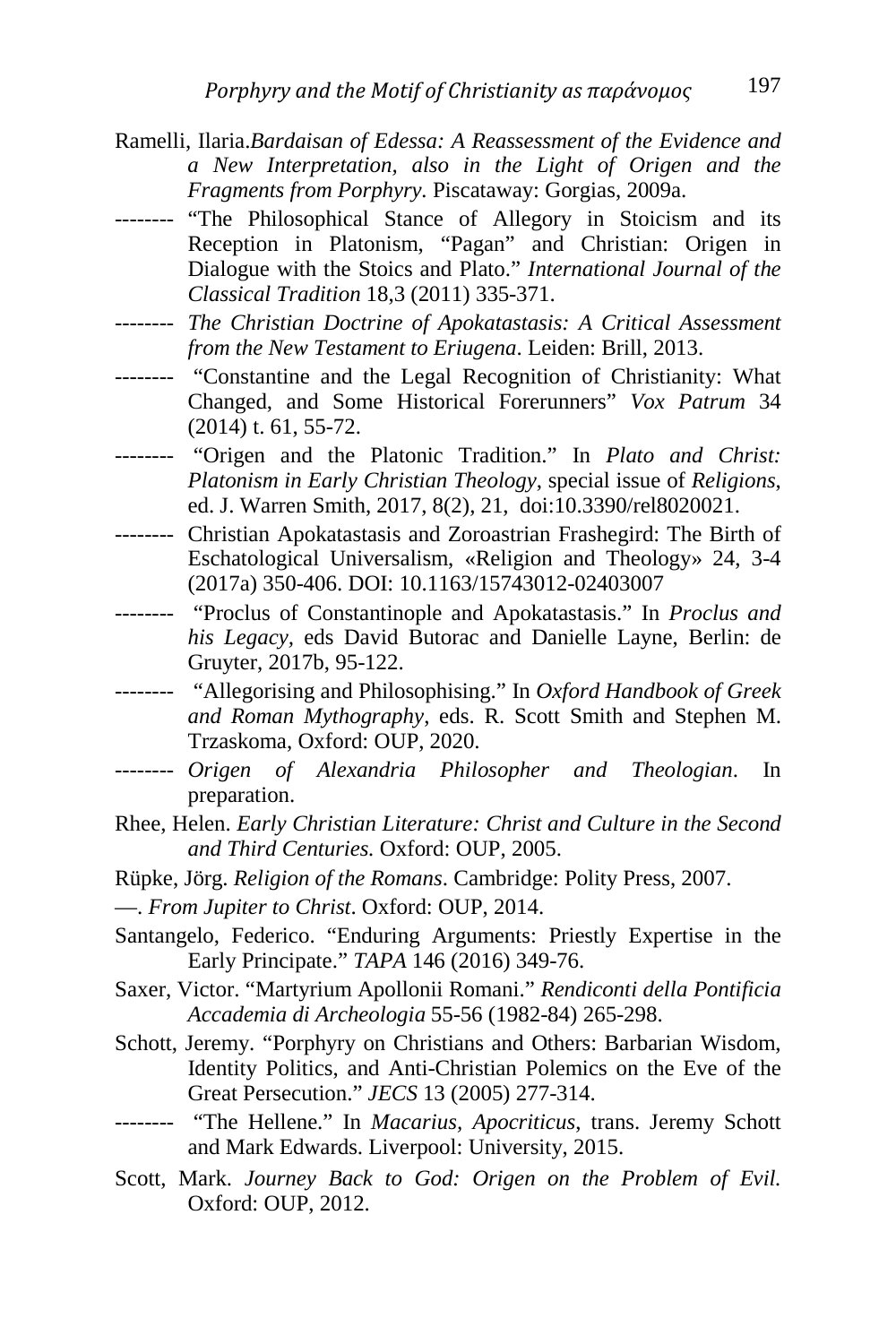Ramelli, Ilaria.*Bardaisan of Edessa: A Reassessment of the Evidence and a New Interpretation, also in the Light of Origen and the Fragments from Porphyry*. Piscataway: Gorgias, 2009a.

-------- "The Philosophical Stance of Allegory in Stoicism and its Reception in Platonism, "Pagan" and Christian: Origen in Dialogue with the Stoics and Plato." *International Journal of the Classical Tradition* 18,3 (2011) 335-371.

-------- *The Christian Doctrine of Apokatastasis: A Critical Assessment from the New Testament to Eriugena*. Leiden: Brill, 2013.

-------- "Constantine and the Legal Recognition of Christianity: What Changed, and Some Historical Forerunners" *Vox Patrum* 34 (2014) t. 61, 55-72.

-------- "Origen and the Platonic Tradition." In *Plato and Christ: Platonism in Early Christian Theology*, special issue of *Religions*, ed. J. Warren Smith, 2017, 8(2), 21, doi:10.3390/rel8020021.

-------- Christian Apokatastasis and Zoroastrian Frashegird: The Birth of Eschatological Universalism, «Religion and Theology» 24, 3-4 (2017a) 350-406. DOI: 10.1163/15743012-02403007

-------- "Proclus of Constantinople and Apokatastasis." In *Proclus and his Legacy*, eds David Butorac and Danielle Layne, Berlin: de Gruyter, 2017b, 95-122.

-------- "Allegorising and Philosophising." In *Oxford Handbook of Greek and Roman Mythography*, eds. R. Scott Smith and Stephen M. Trzaskoma, Oxford: OUP, 2020.

-------- *Origen of Alexandria Philosopher and Theologian*. In preparation.

Rhee, Helen. *Early Christian Literature: Christ and Culture in the Second and Third Centuries.* Oxford: OUP, 2005.

Rüpke, Jörg. *Religion of the Romans*. Cambridge: Polity Press, 2007.

—. *From Jupiter to Christ*. Oxford: OUP, 2014.

Santangelo, Federico. "Enduring Arguments: Priestly Expertise in the Early Principate." *TAPA* 146 (2016) 349-76.

Saxer, Victor. "Martyrium Apollonii Romani." *Rendiconti della Pontificia Accademia di Archeologia* 55-56 (1982-84) 265-298.

Schott, Jeremy. "Porphyry on Christians and Others: Barbarian Wisdom, Identity Politics, and Anti-Christian Polemics on the Eve of the Great Persecution." *JECS* 13 (2005) 277-314.

-------- "The Hellene." In *Macarius, Apocriticus*, trans. Jeremy Schott and Mark Edwards. Liverpool: University, 2015.

Scott, Mark. *Journey Back to God: Origen on the Problem of Evil.* Oxford: OUP, 2012.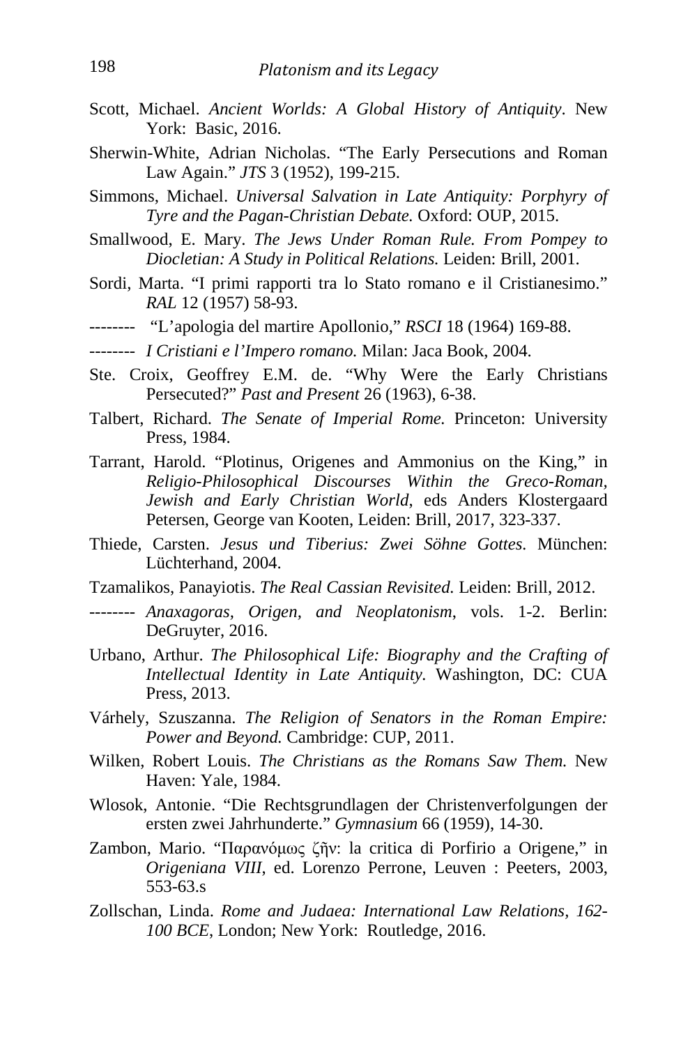Scott, Michael. *Ancient Worlds: A Global History of Antiquity*. New York: Basic, 2016.

Sherwin-White, Adrian Nicholas. "The Early Persecutions and Roman Law Again." *JTS* 3 (1952), 199-215.

Simmons, Michael. *Universal Salvation in Late Antiquity: Porphyry of Tyre and the Pagan-Christian Debate.* Oxford: OUP, 2015.

Smallwood, E. Mary. *The Jews Under Roman Rule. From Pompey to Diocletian: A Study in Political Relations.* Leiden: Brill, 2001.

Sordi, Marta. "I primi rapporti tra lo Stato romano e il Cristianesimo." *RAL* 12 (1957) 58-93.

-------- "L'apologia del martire Apollonio," *RSCI* 18 (1964) 169-88.

-------- *I Cristiani e l'Impero romano.* Milan: Jaca Book, 2004.

Ste. Croix, Geoffrey E.M. de. "Why Were the Early Christians Persecuted?" *Past and Present* 26 (1963), 6-38.

Talbert, Richard. *The Senate of Imperial Rome.* Princeton: University Press, 1984.

Tarrant, Harold. "Plotinus, Origenes and Ammonius on the King," in *Religio-Philosophical Discourses Within the Greco-Roman, Jewish and Early Christian World*, eds Anders Klostergaard Petersen, George van Kooten, Leiden: Brill, 2017, 323-337.

Thiede, Carsten. *Jesus und Tiberius: Zwei Söhne Gottes.* München: Lüchterhand, 2004.

Tzamalikos, Panayiotis. *The Real Cassian Revisited.* Leiden: Brill, 2012.

-------- *Anaxagoras, Origen, and Neoplatonism*, vols. 1-2. Berlin: DeGruyter, 2016.

Urbano, Arthur. *The Philosophical Life: Biography and the Crafting of Intellectual Identity in Late Antiquity.* Washington, DC: CUA Press, 2013.

Várhely, Szuszanna. *The Religion of Senators in the Roman Empire: Power and Beyond.* Cambridge: CUP, 2011.

Wilken, Robert Louis. *The Christians as the Romans Saw Them.* New Haven: Yale, 1984.

Wlosok, Antonie. "Die Rechtsgrundlagen der Christenverfolgungen der ersten zwei Jahrhunderte." *Gymnasium* 66 (1959), 14-30.

Zambon, Mario. "Παρανόμως ζῆν: la critica di Porfirio a Origene," in *Origeniana VIII*, ed. Lorenzo Perrone, Leuven : Peeters, 2003, 553-63.s

Zollschan, Linda. *Rome and Judaea: International Law Relations, 162-100 BCE*, London; New York: Routledge, 2016.